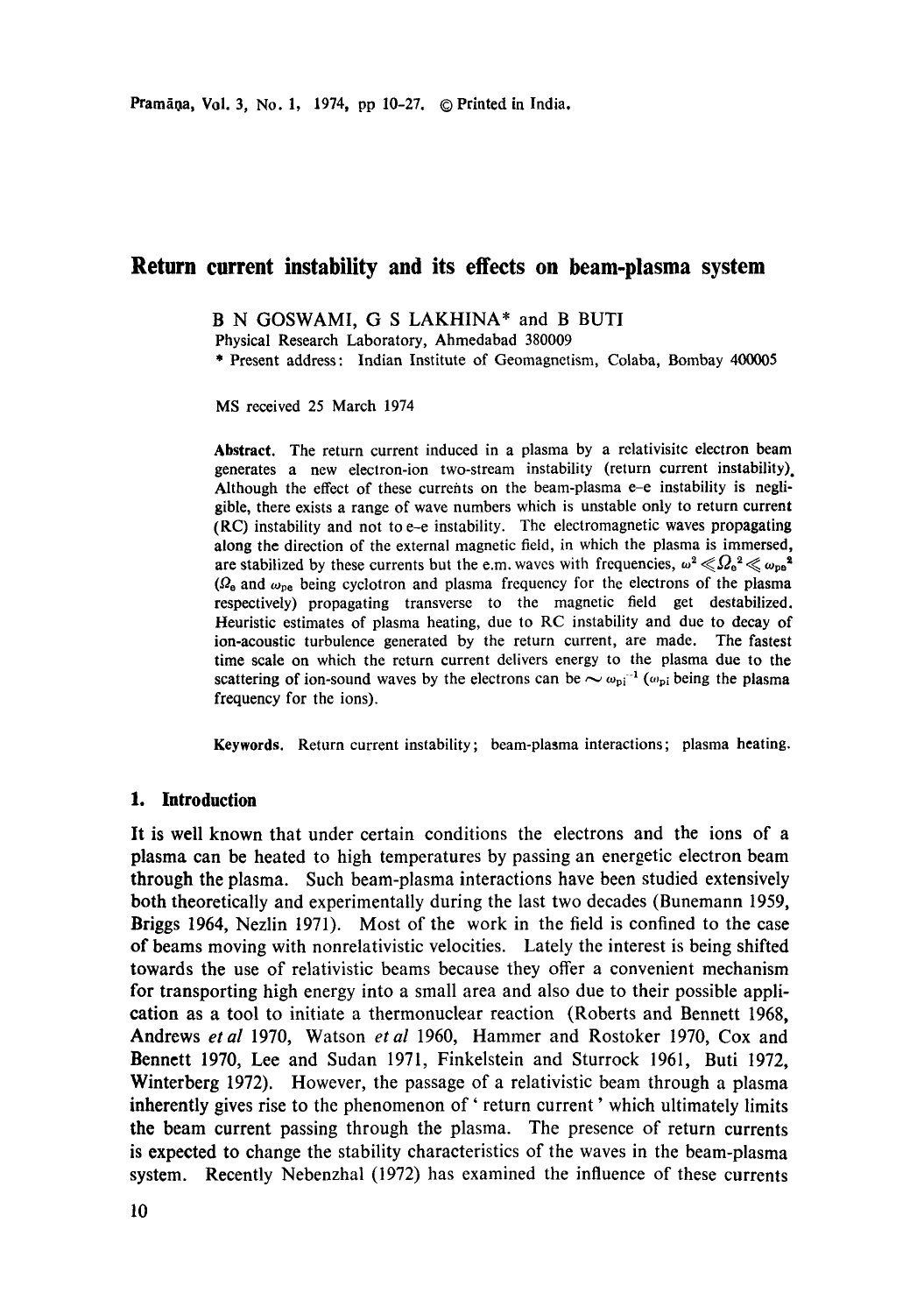# Return current instability and its effects on beam-plasma system

B N GOSWAMI, G S LAKHINA* and B BUTI

Physical Research Laboratory, Ahmedabad 380009

* Present address: Indian Institute of Geomagnetism, Colaba, Bombay 400005

MS received 25 March 1974

**Abstract.** The return current induced in a plasma by a relativisitc electron beam generates a new electron-ion two-stream instability (return current instability). Although the effect of these currents on the beam-plasma e–e instability is negligible, there exists a range of wave numbers which is unstable only to return current (RC) instability and not to e–e instability. The electromagnetic waves propagating along the direction of the external magnetic field, in which the plasma is immersed, are stabilized by these currents but the e.m. waves with frequencies, $\omega^2 \ll \Omega_e^2 \ll \omega_{pe}^2$ ($\Omega_e$ and $\omega_{pe}$ being cyclotron and plasma frequency for the electrons of the plasma respectively) propagating transverse to the magnetic field get destabilized. Heuristic estimates of plasma heating, due to RC instability and due to decay of ion-acoustic turbulence generated by the return current, are made. The fastest time scale on which the return current delivers energy to the plasma due to the scattering of ion-sound waves by the electrons can be $\sim \omega_{pi}^{-1}$ ($\omega_{pi}$ being the plasma frequency for the ions).

**Keywords.** Return current instability; beam-plasma interactions; plasma heating.

## 1. Introduction

It is well known that under certain conditions the electrons and the ions of a plasma can be heated to high temperatures by passing an energetic electron beam through the plasma. Such beam-plasma interactions have been studied extensively both theoretically and experimentally during the last two decades (Bunemann 1959, Briggs 1964, Nezlin 1971). Most of the work in the field is confined to the case of beams moving with nonrelativistic velocities. Lately the interest is being shifted towards the use of relativistic beams because they offer a convenient mechanism for transporting high energy into a small area and also due to their possible application as a tool to initiate a thermonuclear reaction (Roberts and Bennett 1968, Andrews *et al* 1970, Watson *et al* 1960, Hammer and Rostoker 1970, Cox and Bennett 1970, Lee and Sudan 1971, Finkelstein and Sturrock 1961, Buti 1972, Winterberg 1972). However, the passage of a relativistic beam through a plasma inherently gives rise to the phenomenon of ' return current ' which ultimately limits the beam current passing through the plasma. The presence of return currents is expected to change the stability characteristics of the waves in the beam-plasma system. Recently Nebenzhal (1972) has examined the influence of these currents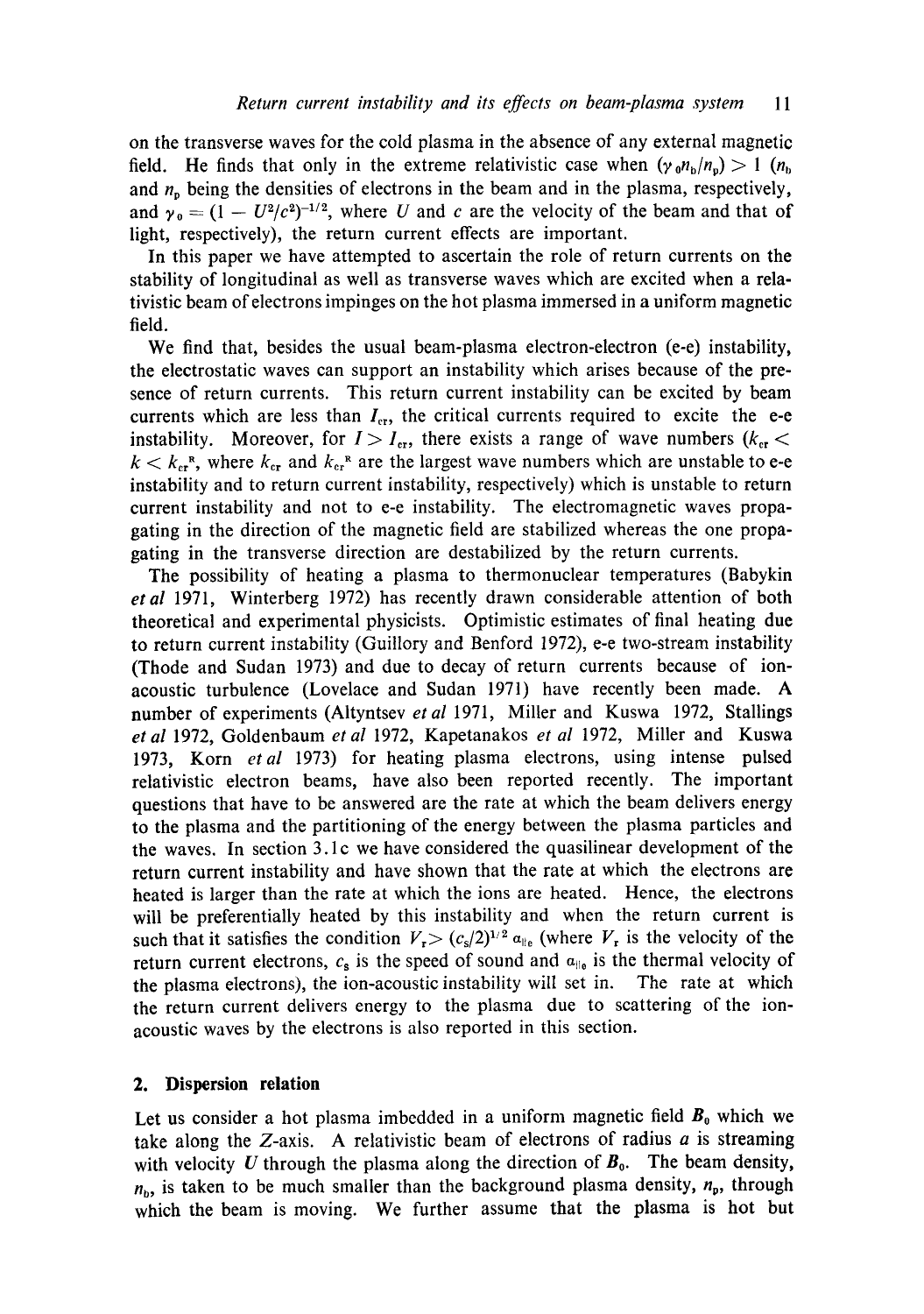on the transverse waves for the cold plasma in the absence of any external magnetic field. He finds that only in the extreme relativistic case when $(\gamma_0 n_b/n_p) > 1$ ($n_b$ and $n_p$ being the densities of electrons in the beam and in the plasma, respectively, and $\gamma_0 = (1 - U^2/c^2)^{-1/2}$, where $U$ and $c$ are the velocity of the beam and that of light, respectively), the return current effects are important.

In this paper we have attempted to ascertain the role of return currents on the stability of longitudinal as well as transverse waves which are excited when a relativistic beam of electrons impinges on the hot plasma immersed in a uniform magnetic field.

We find that, besides the usual beam-plasma electron-electron (e-e) instability, the electrostatic waves can support an instability which arises because of the presence of return currents. This return current instability can be excited by beam currents which are less than $I_{cr}$, the critical currents required to excite the e-e instability. Moreover, for $I > I_{cr}$, there exists a range of wave numbers ($k_{cr} < k < k_{cr}^R$, where $k_{cr}$ and $k_{cr}^R$ are the largest wave numbers which are unstable to e-e instability and to return current instability, respectively) which is unstable to return current instability and not to e-e instability. The electromagnetic waves propagating in the direction of the magnetic field are stabilized whereas the one propagating in the transverse direction are destabilized by the return currents.

The possibility of heating a plasma to thermonuclear temperatures (Babykin *et al* 1971, Winterberg 1972) has recently drawn considerable attention of both theoretical and experimental physicists. Optimistic estimates of final heating due to return current instability (Guillory and Benford 1972), e-e two-stream instability (Thode and Sudan 1973) and due to decay of return currents because of ion-acoustic turbulence (Lovelace and Sudan 1971) have recently been made. A number of experiments (Altyntsev *et al* 1971, Miller and Kuswa 1972, Stallings *et al* 1972, Goldenbaum *et al* 1972, Kapetanakos *et al* 1972, Miller and Kuswa 1973, Korn *et al* 1973) for heating plasma electrons, using intense pulsed relativistic electron beams, have also been reported recently. The important questions that have to be answered are the rate at which the beam delivers energy to the plasma and the partitioning of the energy between the plasma particles and the waves. In section 3.1c we have considered the quasilinear development of the return current instability and have shown that the rate at which the electrons are heated is larger than the rate at which the ions are heated. Hence, the electrons will be preferentially heated by this instability and when the return current is such that it satisfies the condition $V_r > (c_s/2)^{1/2}\, a_{\parallel e}$ (where $V_r$ is the velocity of the return current electrons, $c_s$ is the speed of sound and $a_{\parallel e}$ is the thermal velocity of the plasma electrons), the ion-acoustic instability will set in. The rate at which the return current delivers energy to the plasma due to scattering of the ion-acoustic waves by the electrons is also reported in this section.

## 2. Dispersion relation

Let us consider a hot plasma imbedded in a uniform magnetic field $\boldsymbol{B}_0$ which we take along the $Z$-axis. A relativistic beam of electrons of radius $a$ is streaming with velocity $U$ through the plasma along the direction of $\boldsymbol{B}_0$. The beam density, $n_b$, is taken to be much smaller than the background plasma density, $n_p$, through which the beam is moving. We further assume that the plasma is hot but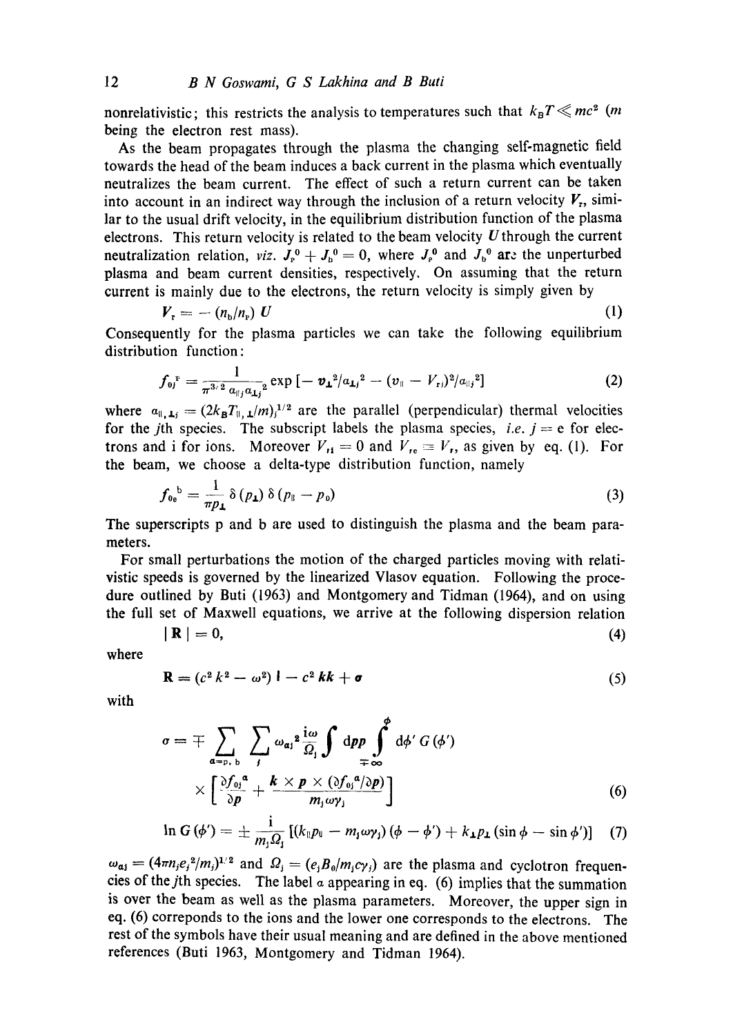nonrelativistic; this restricts the analysis to temperatures such that $k_B T \ll mc^2$ ($m$ being the electron rest mass).

As the beam propagates through the plasma the changing self-magnetic field towards the head of the beam induces a back current in the plasma which eventually neutralizes the beam current. The effect of such a return current can be taken into account in an indirect way through the inclusion of a return velocity $\boldsymbol{V}_r$, similar to the usual drift velocity, in the equilibrium distribution function of the plasma electrons. This return velocity is related to the beam velocity $\boldsymbol{U}$ through the current neutralization relation, *viz.* $J_p^0 + J_b^0 = 0$, where $J_p^0$ and $J_b^0$ are the unperturbed plasma and beam current densities, respectively. On assuming that the return current is mainly due to the electrons, the return velocity is simply given by

$$\boldsymbol{V}_r = -(n_b/n_p)\,\boldsymbol{U} \tag{1}$$

Consequently for the plasma particles we can take the following equilibrium distribution function:

$$f_{0j}^{p} = \frac{1}{\pi^{3/2}\,a_{\parallel j}\,a_{\perp j}^{2}} \exp\left[-\,v_\perp^2/a_{\perp j}^2 - (v_\parallel - V_{rj})^2/a_{\parallel j}^2\right] \tag{2}$$

where $a_{\parallel,\perp j} = (2k_B T_{\parallel,\perp}/m)_j^{1/2}$ are the parallel (perpendicular) thermal velocities for the $j$th species. The subscript labels the plasma species, *i.e.* $j = \mathrm{e}$ for electrons and i for ions. Moreover $V_{ri} = 0$ and $V_{re} \equiv V_r$, as given by eq. (1). For the beam, we choose a delta-type distribution function, namely

$$f_{0e}^{b} = \frac{1}{\pi p_\perp}\,\delta(p_\perp)\,\delta(p_\parallel - p_0) \tag{3}$$

The superscripts p and b are used to distinguish the plasma and the beam parameters.

For small perturbations the motion of the charged particles moving with relativistic speeds is governed by the linearized Vlasov equation. Following the procedure outlined by Buti (1963) and Montgomery and Tidman (1964), and on using the full set of Maxwell equations, we arrive at the following dispersion relation

$$|\mathbf{R}| = 0, \tag{4}$$

where

$$\mathbf{R} = (c^2 k^2 - \omega^2)\,\mathbf{I} - c^2\,\boldsymbol{kk} + \boldsymbol{\sigma} \tag{5}$$

with

$$\sigma = \mp \sum_{\alpha = \mathrm{p,\,b}} \sum_{j} \omega_{\alpha j}^{2} \frac{\mathrm{i}\omega}{\Omega_j} \int \mathrm{d}\boldsymbol{p}\boldsymbol{p} \int_{\mp\infty}^{\phi} \mathrm{d}\phi'\, G(\phi') \times \left[\frac{\partial f_{0j}^{\alpha}}{\partial \boldsymbol{p}} + \frac{\boldsymbol{k} \times \boldsymbol{p} \times (\partial f_{0j}^{\alpha}/\partial \boldsymbol{p})}{m_j \omega \gamma_j}\right] \tag{6}$$

$$\ln G(\phi') = \pm \frac{\mathrm{i}}{m_j \Omega_j}\left[(k_\parallel p_\parallel - m_j \omega \gamma_j)(\phi - \phi') + k_\perp p_\perp (\sin\phi - \sin\phi')\right] \tag{7}$$

$\omega_{\alpha j} = (4\pi n_j e_j^2/m_j)^{1/2}$ and $\Omega_j = (e_j B_0/m_j c \gamma_j)$ are the plasma and cyclotron frequencies of the $j$th species. The label $\alpha$ appearing in eq. (6) implies that the summation is over the beam as well as the plasma parameters. Moreover, the upper sign in eq. (6) correponds to the ions and the lower one corresponds to the electrons. The rest of the symbols have their usual meaning and are defined in the above mentioned references (Buti 1963, Montgomery and Tidman 1964).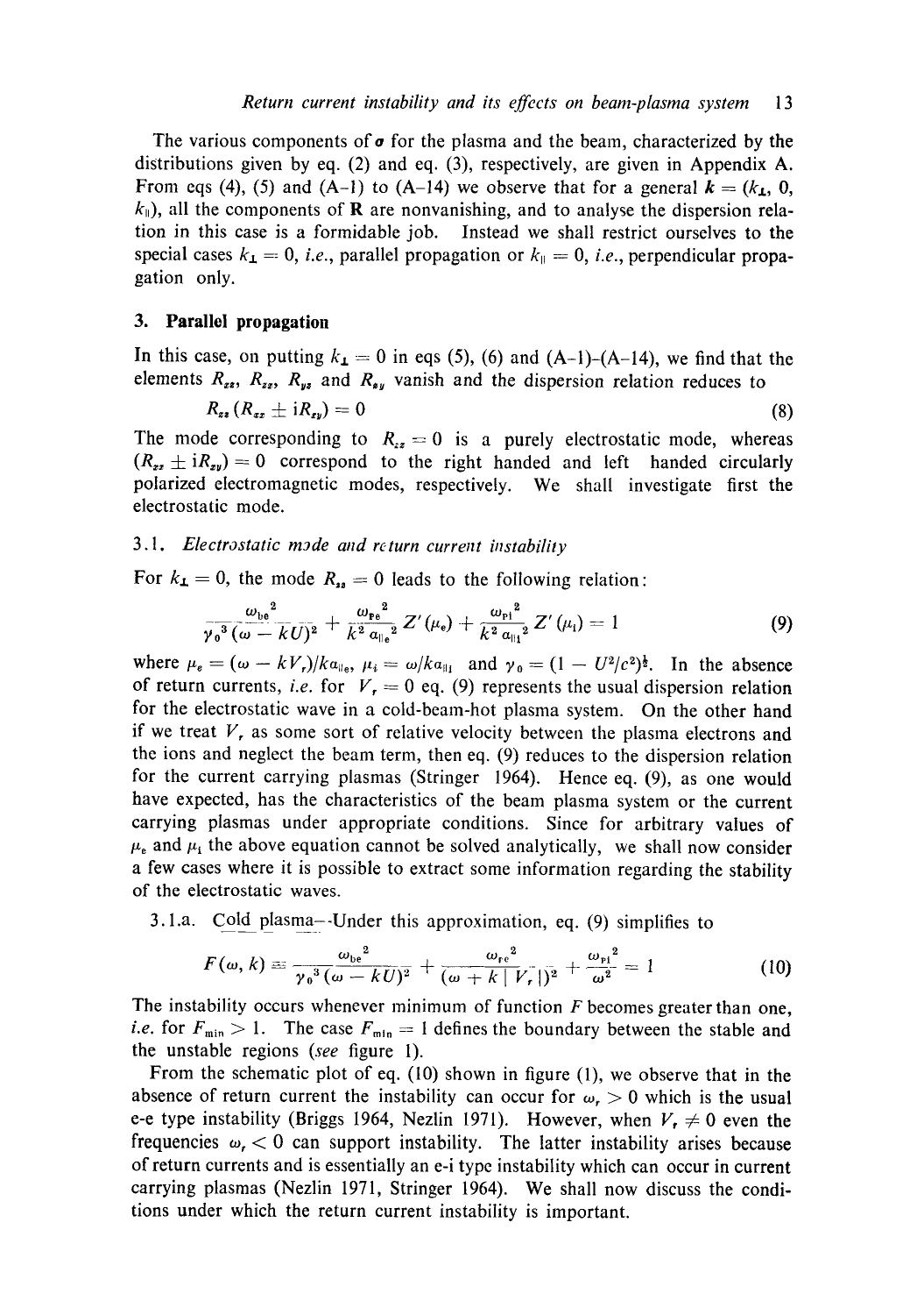The various components of $\sigma$ for the plasma and the beam, characterized by the distributions given by eq. (2) and eq. (3), respectively, are given in Appendix A. From eqs (4), (5) and (A-1) to (A-14) we observe that for a general $k = (k_\perp, 0, k_\parallel)$, all the components of $\mathbf{R}$ are nonvanishing, and to analyse the dispersion relation in this case is a formidable job. Instead we shall restrict ourselves to the special cases $k_\perp = 0$, *i.e.*, parallel propagation or $k_\parallel = 0$, *i.e.*, perpendicular propagation only.

## 3. Parallel propagation

In this case, on putting $k_\perp = 0$ in eqs (5), (6) and (A-1)-(A-14), we find that the elements $R_{zx}$, $R_{xz}$, $R_{yz}$ and $R_{zy}$ vanish and the dispersion relation reduces to

$$R_{zz}(R_{xx} \pm \mathrm{i}R_{xy}) = 0 \tag{8}$$

The mode corresponding to $R_{zz} = 0$ is a purely electrostatic mode, whereas $(R_{xx} \pm \mathrm{i}R_{xy}) = 0$ correspond to the right handed and left handed circularly polarized electromagnetic modes, respectively. We shall investigate first the electrostatic mode.

### 3.1. *Electrostatic mode and return current instability*

For $k_\perp = 0$, the mode $R_{zz} = 0$ leads to the following relation:

$$\frac{\omega_{be}^2}{\gamma_0^3(\omega - kU)^2} + \frac{\omega_{pe}^2}{k^2 a_{\parallel e}^2} Z'(\mu_e) + \frac{\omega_{pi}^2}{k^2 a_{\parallel i}^2} Z'(\mu_i) = 1 \tag{9}$$

where $\mu_e = (\omega - kV_r)/ka_{\parallel e}$, $\mu_i = \omega/ka_{\parallel i}$ and $\gamma_0 = (1 - U^2/c^2)^{\frac{1}{2}}$. In the absence of return currents, *i.e.* for $V_r = 0$ eq. (9) represents the usual dispersion relation for the electrostatic wave in a cold-beam-hot plasma system. On the other hand if we treat $V_r$ as some sort of relative velocity between the plasma electrons and the ions and neglect the beam term, then eq. (9) reduces to the dispersion relation for the current carrying plasmas (Stringer 1964). Hence eq. (9), as one would have expected, has the characteristics of the beam plasma system or the current carrying plasmas under appropriate conditions. Since for arbitrary values of $\mu_e$ and $\mu_i$ the above equation cannot be solved analytically, we shall now consider a few cases where it is possible to extract some information regarding the stability of the electrostatic waves.

3.1.a. Cold plasma—Under this approximation, eq. (9) simplifies to

$$F(\omega, k) \equiv \frac{\omega_{be}^2}{\gamma_0^3(\omega - kU)^2} + \frac{\omega_{pe}^2}{(\omega + k\,|\,V_r\,|)^2} + \frac{\omega_{pi}^2}{\omega^2} = 1 \tag{10}$$

The instability occurs whenever minimum of function $F$ becomes greater than one, *i.e.* for $F_{min} > 1$. The case $F_{min} = 1$ defines the boundary between the stable and the unstable regions (*see* figure 1).

From the schematic plot of eq. (10) shown in figure (1), we observe that in the absence of return current the instability can occur for $\omega_r > 0$ which is the usual e-e type instability (Briggs 1964, Nezlin 1971). However, when $V_r \neq 0$ even the frequencies $\omega_r < 0$ can support instability. The latter instability arises because of return currents and is essentially an e-i type instability which can occur in current carrying plasmas (Nezlin 1971, Stringer 1964). We shall now discuss the conditions under which the return current instability is important.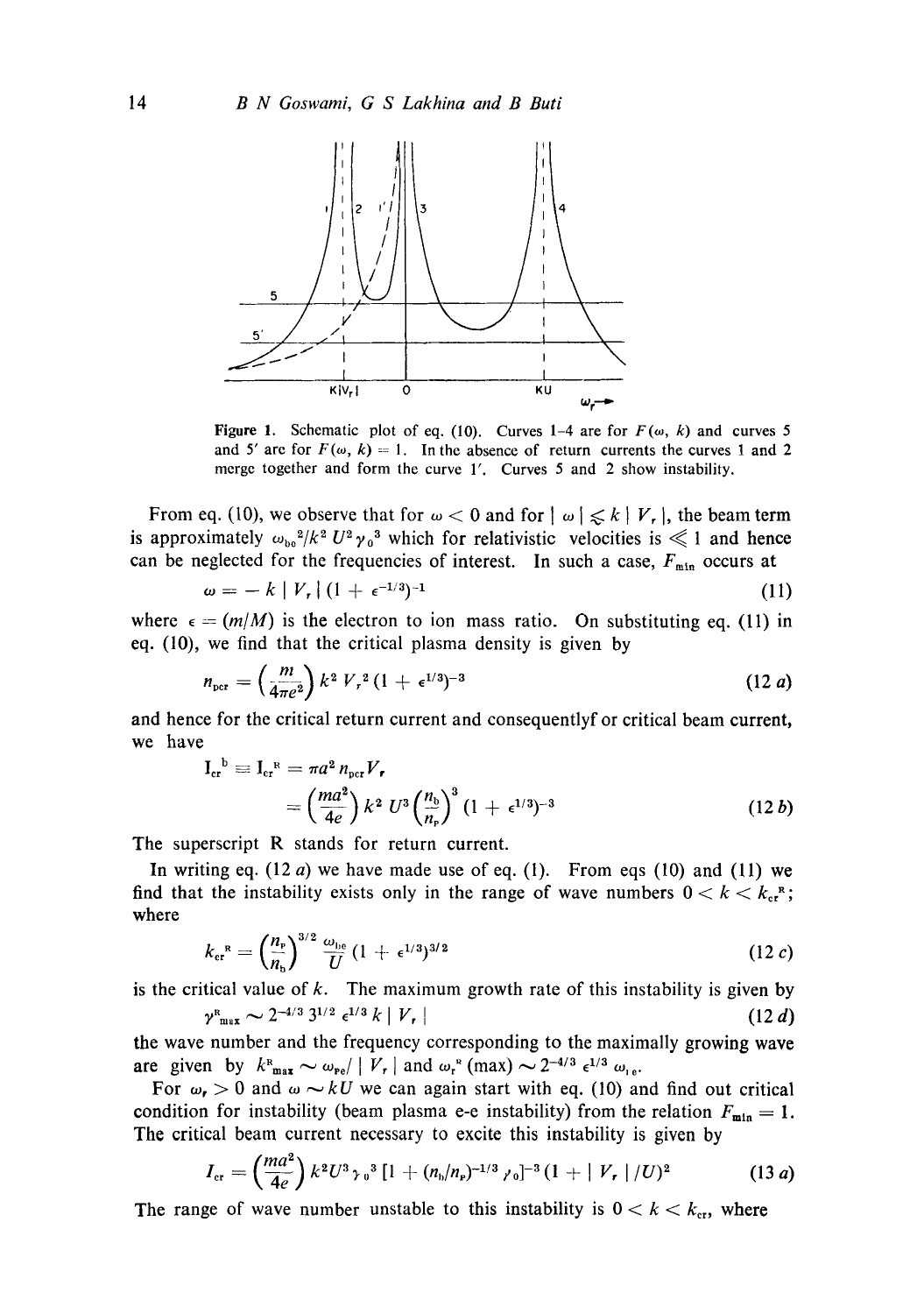**Figure 1.** Schematic plot of eq. (10). Curves 1–4 are for $F(\omega, k)$ and curves 5 and 5′ are for $F(\omega, k) = 1$. In the absence of return currents the curves 1 and 2 merge together and form the curve 1′. Curves 5 and 2 show instability.

From eq. (10), we observe that for $\omega < 0$ and for $|\omega| \lessapprox k|V_r|$, the beam term is approximately $\omega_{be}^2/k^2 U^2 \gamma_0^3$ which for relativistic velocities is $\ll 1$ and hence can be neglected for the frequencies of interest. In such a case, $F_{min}$ occurs at

$$\omega = -k|V_r|(1+\epsilon^{-1/3})^{-1} \tag{11}$$

where $\epsilon = (m/M)$ is the electron to ion mass ratio. On substituting eq. (11) in eq. (10), we find that the critical plasma density is given by

$$n_{pcr} = \left(\frac{m}{4\pi e^2}\right) k^2 V_r^2 (1+\epsilon^{1/3})^{-3} \tag{12 a}$$

and hence for the critical return current and consequentlyf or critical beam current, we have

$$I_{cr}^{b} \equiv I_{cr}^{R} = \pi a^2 n_{pcr} V_r$$
$$= \left(\frac{ma^2}{4e}\right) k^2 U^3 \left(\frac{n_b}{n_p}\right)^3 (1+\epsilon^{1/3})^{-3} \tag{12 b}$$

The superscript R stands for return current.

In writing eq. (12 *a*) we have made use of eq. (1). From eqs (10) and (11) we find that the instability exists only in the range of wave numbers $0 < k < k_{cr}^{R}$; where

$$k_{cr}^{R} = \left(\frac{n_p}{n_b}\right)^{3/2} \frac{\omega_{be}}{U} (1+\epsilon^{1/3})^{3/2} \tag{12 c}$$

is the critical value of $k$. The maximum growth rate of this instability is given by

$$\gamma^{R}_{max} \sim 2^{-4/3}\, 3^{1/2}\, \epsilon^{1/3} k\, |V_r| \tag{12 d}$$

the wave number and the frequency corresponding to the maximally growing wave are given by $k^{R}_{max} \sim \omega_{pe}/|V_r|$ and $\omega_r^{R}(\max) \sim 2^{-4/3} \epsilon^{1/3} \omega_{ie}$.

For $\omega_r > 0$ and $\omega \sim kU$ we can again start with eq. (10) and find out critical condition for instability (beam plasma e-e instability) from the relation $F_{min} = 1$. The critical beam current necessary to excite this instability is given by

$$I_{cr} = \left(\frac{ma^2}{4e}\right) k^2 U^3 \gamma_0^3 [1+(n_b/n_p)^{-1/3} \gamma_0]^{-3} (1+|V_r|/U)^2 \tag{13 a}$$

The range of wave number unstable to this instability is $0 < k < k_{cr}$, where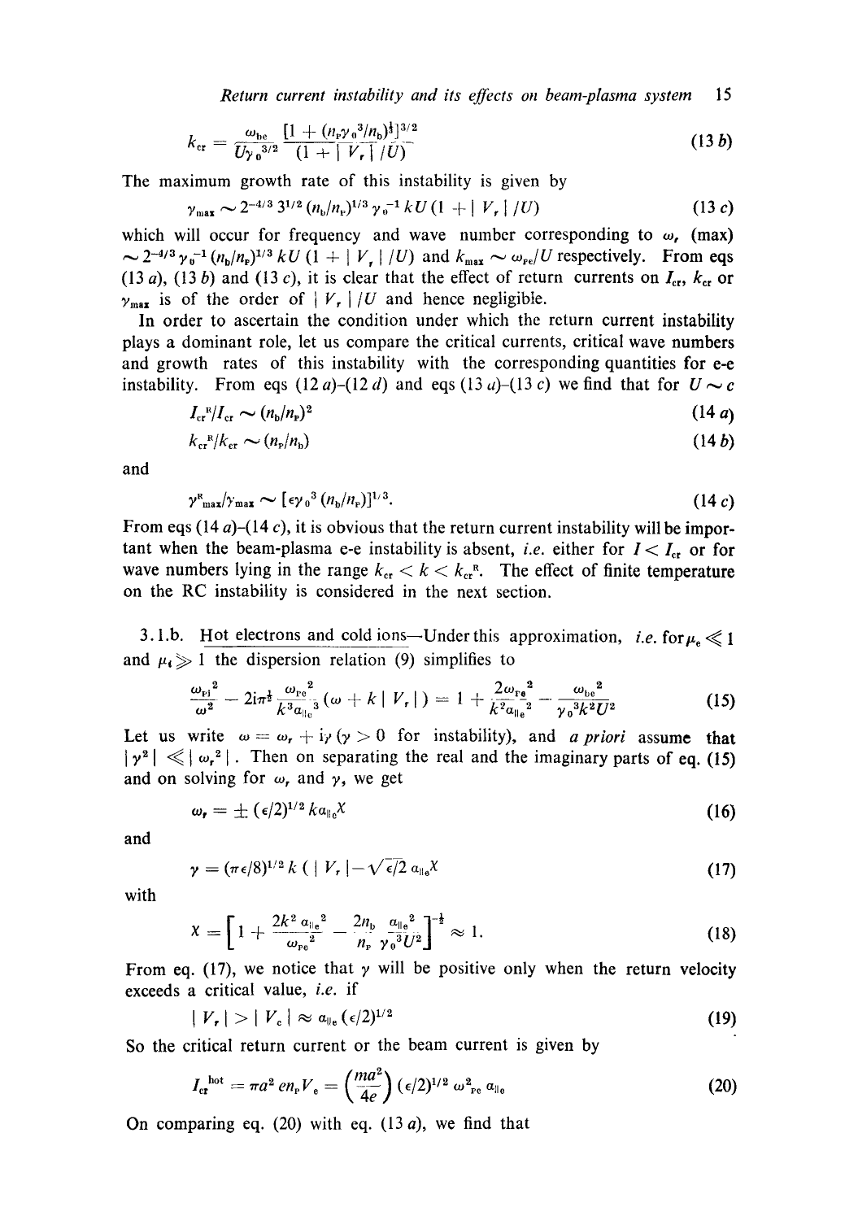$$k_{cr} = \frac{\omega_{be}}{U\gamma_0^{3/2}} \frac{[1 + (n_p\gamma_0^3/n_b)^{\frac{1}{3}}]^{3/2}}{(1 + | V_r | /U)} \tag{13 b}$$

The maximum growth rate of this instability is given by

$$\gamma_{max} \sim 2^{-4/3}\, 3^{1/2}\, (n_b/n_p)^{1/3}\, \gamma_0^{-1}\, kU\,(1 + | V_r | /U) \tag{13 c}$$

which will occur for frequency and wave number corresponding to $\omega_r$ (max) $\sim 2^{-4/3}\gamma_0^{-1}(n_b/n_p)^{1/3}\, kU\,(1 + | V_r | /U)$ and $k_{max} \sim \omega_{pe}/U$ respectively. From eqs (13 *a*), (13 *b*) and (13 *c*), it is clear that the effect of return currents on $I_{cr}$, $k_{cr}$ or $\gamma_{max}$ is of the order of $| V_r | /U$ and hence negligible.

In order to ascertain the condition under which the return current instability plays a dominant role, let us compare the critical currents, critical wave numbers and growth rates of this instability with the corresponding quantities for e-e instability. From eqs (12 *a*)-(12 *d*) and eqs (13 *a*)-(13 *c*) we find that for $U \sim c$

$$I_{cr}^R/I_{cr} \sim (n_b/n_p)^2 \tag{14 a}$$

$$k_{cr}^R/k_{cr} \sim (n_p/n_b) \tag{14 b}$$

and

$$\gamma^R_{max}/\gamma_{max} \sim [\epsilon\gamma_0^3\,(n_b/n_p)]^{1/3}. \tag{14 c}$$

From eqs (14 *a*)-(14 *c*), it is obvious that the return current instability will be important when the beam-plasma e-e instability is absent, *i.e.* either for $I < I_{cr}$ or for wave numbers lying in the range $k_{cr} < k < k_{cr}^R$. The effect of finite temperature on the RC instability is considered in the next section.

3.1.b. Hot electrons and cold ions—Under this approximation, *i.e.* for $\mu_e \ll 1$ and $\mu_i \gg 1$ the dispersion relation (9) simplifies to

$$\frac{\omega_{pi}^2}{\omega^2} - 2i\pi^{\frac{1}{2}}\frac{\omega_{pe}^2}{k^3 a_{\|e}^3}(\omega + k\,| V_r |) = 1 + \frac{2\omega_{pe}^2}{k^2 a_{\|e}^2} - \frac{\omega_{be}^2}{\gamma_0^3 k^2 U^2} \tag{15}$$

Let us write $\omega = \omega_r + i\gamma$ ($\gamma > 0$ for instability), and *a priori* assume that $|\gamma^2| \ll |\omega_r^2|$. Then on separating the real and the imaginary parts of eq. (15) and on solving for $\omega_r$ and $\gamma$, we get

$$\omega_r = \pm\,(\epsilon/2)^{1/2}\, k a_{\|e}\chi \tag{16}$$

and

$$\gamma = (\pi\epsilon/8)^{1/2}\, k\,(\,| V_r | - \sqrt{\epsilon/2}\; a_{\|e}\chi \tag{17}$$

with

$$\chi = \left[1 + \frac{2k^2 a_{\|e}^2}{\omega_{pe}^2} - \frac{2n_b}{n_p}\frac{a_{\|e}^2}{\gamma_0^3 U^2}\right]^{-\frac{1}{2}} \approx 1. \tag{18}$$

From eq. (17), we notice that $\gamma$ will be positive only when the return velocity exceeds a critical value, *i.e.* if

$$| V_r | > | V_c | \approx a_{\|e}\,(\epsilon/2)^{1/2} \tag{19}$$

So the critical return current or the beam current is given by

$$I_{cr}^{hot} = \pi a^2 e n_p V_e = \left(\frac{ma^2}{4e}\right)(\epsilon/2)^{1/2}\,\omega^2_{pe}\, a_{\|e} \tag{20}$$

On comparing eq. (20) with eq. (13 *a*), we find that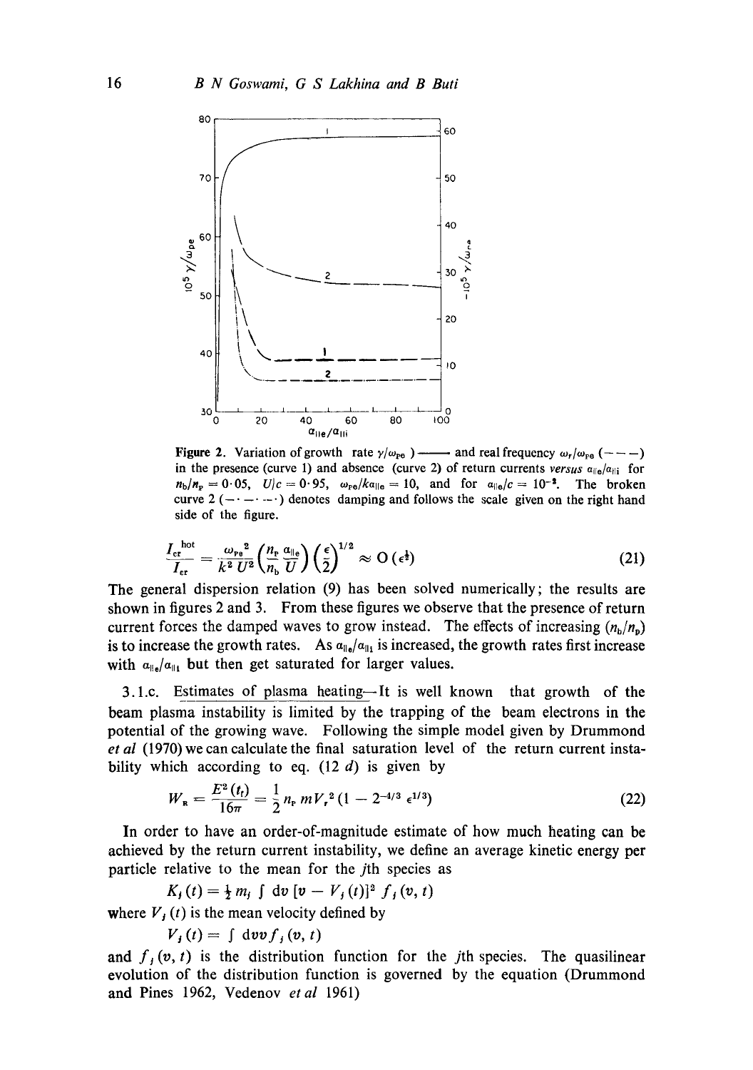**Figure 2.** Variation of growth rate $\gamma/\omega_{pe}$ ) ——— and real frequency $\omega_r/\omega_{pe}$ (— — —) in the presence (curve 1) and absence (curve 2) of return currents *versus* $\alpha_{\parallel e}/\alpha_{\parallel i}$ for $n_b/n_p = 0{\cdot}05$, $U/c = 0{\cdot}95$, $\omega_{pe}/k\alpha_{\parallel e} = 10$, and for $\alpha_{\parallel e}/c = 10^{-2}$. The broken curve 2 (— · — · — ·) denotes damping and follows the scale given on the right hand side of the figure.

$$\frac{I_{cr}^{\text{hot}}}{I_{cr}} = \frac{\omega_{pe}^{2}}{k^{2}U^{2}}\left(\frac{n_p}{n_b}\frac{\alpha_{\parallel e}}{U}\right)\left(\frac{\epsilon}{2}\right)^{1/2} \approx O(\epsilon^{\frac{1}{2}}) \tag{21}$$

The general dispersion relation (9) has been solved numerically; the results are shown in figures 2 and 3. From these figures we observe that the presence of return current forces the damped waves to grow instead. The effects of increasing $(n_b/n_p)$ is to increase the growth rates. As $\alpha_{\parallel e}/\alpha_{\parallel i}$ is increased, the growth rates first increase with $\alpha_{\parallel e}/\alpha_{\parallel i}$ but then get saturated for larger values.

3.1.c. Estimates of plasma heating—It is well known that growth of the beam plasma instability is limited by the trapping of the beam electrons in the potential of the growing wave. Following the simple model given by Drummond *et al* (1970) we can calculate the final saturation level of the return current instability which according to eq. (12 *d*) is given by

$$W_R = \frac{E^2(t_f)}{16\pi} = \frac{1}{2}n_p m V_r^2 (1 - 2^{-4/3}\epsilon^{1/3}) \tag{22}$$

In order to have an order-of-magnitude estimate of how much heating can be achieved by the return current instability, we define an average kinetic energy per particle relative to the mean for the $j$th species as

$$K_j(t) = \tfrac{1}{2} m_j \int dv\, [v - V_j(t)]^2 f_j(v, t)$$

where $V_j(t)$ is the mean velocity defined by

$$V_j(t) = \int dv\, v f_j(v, t)$$

and $f_j(v, t)$ is the distribution function for the $j$th species. The quasilinear evolution of the distribution function is governed by the equation (Drummond and Pines 1962, Vedenov *et al* 1961)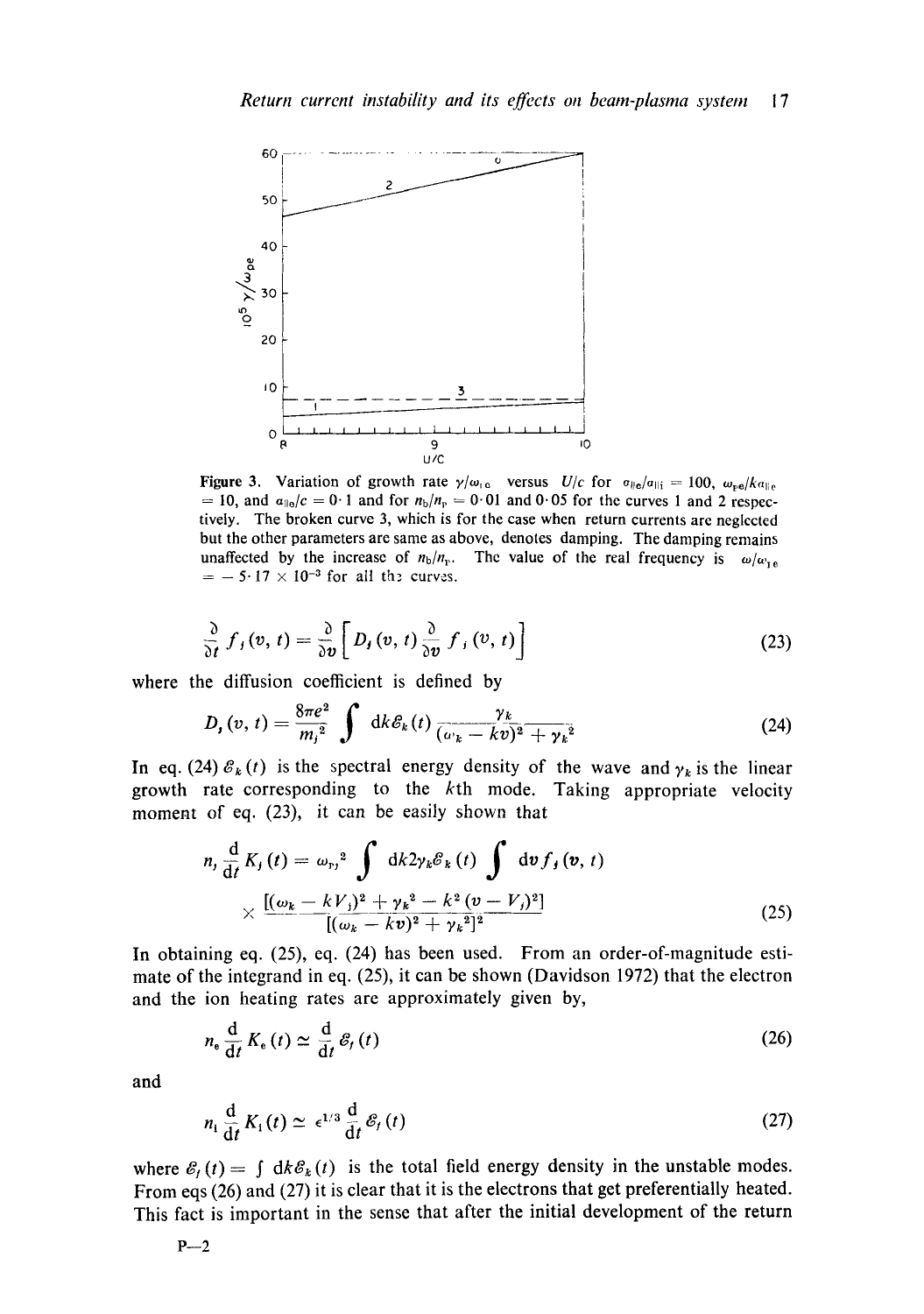Figure 3. Variation of growth rate $\gamma/\omega_{i\,e}$ versus $U/c$ for $a_{\|e}/a_{\|i} = 100$, $\omega_{pe}/ka_{\|e} = 10$, and $a_{\|e}/c = 0\cdot 1$ and for $n_b/n_p = 0\cdot 01$ and $0\cdot 05$ for the curves 1 and 2 respectively. The broken curve 3, which is for the case when return currents are neglected but the other parameters are same as above, denotes damping. The damping remains unaffected by the increase of $n_b/n_p$. The value of the real frequency is $\omega/\omega_{i\,e} = -5\cdot 17 \times 10^{-3}$ for all the curves.

$$\frac{\partial}{\partial t} f_j(v, t) = \frac{\partial}{\partial v}\left[D_j(v, t)\frac{\partial}{\partial v} f_j(v, t)\right] \tag{23}$$

where the diffusion coefficient is defined by

$$D_j(v, t) = \frac{8\pi e^2}{m_j^2}\int \mathrm{d}k\mathscr{E}_k(t)\frac{\gamma_k}{(\omega_k - kv)^2 + \gamma_k^2} \tag{24}$$

In eq. (24) $\mathscr{E}_k(t)$ is the spectral energy density of the wave and $\gamma_k$ is the linear growth rate corresponding to the $k$th mode. Taking appropriate velocity moment of eq. (23), it can be easily shown that

$$n_j\frac{\mathrm{d}}{\mathrm{d}t}K_j(t) = \omega_{p_j}^2\int \mathrm{d}k 2\gamma_k\mathscr{E}_k(t)\int \mathrm{d}v f_j(v, t) \times \frac{[(\omega_k - kV_j)^2 + \gamma_k^2 - k^2(v - V_j)^2]}{[(\omega_k - kv)^2 + \gamma_k^2]^2} \tag{25}$$

In obtaining eq. (25), eq. (24) has been used. From an order-of-magnitude estimate of the integrand in eq. (25), it can be shown (Davidson 1972) that the electron and the ion heating rates are approximately given by,

$$n_e\frac{\mathrm{d}}{\mathrm{d}t}K_e(t) \simeq \frac{\mathrm{d}}{\mathrm{d}t}\mathscr{E}_f(t) \tag{26}$$

and

$$n_i\frac{\mathrm{d}}{\mathrm{d}t}K_i(t) \simeq \epsilon^{1/3}\frac{\mathrm{d}}{\mathrm{d}t}\mathscr{E}_f(t) \tag{27}$$

where $\mathscr{E}_f(t) = \int \mathrm{d}k\mathscr{E}_k(t)$ is the total field energy density in the unstable modes. From eqs (26) and (27) it is clear that it is the electrons that get preferentially heated. This fact is important in the sense that after the initial development of the return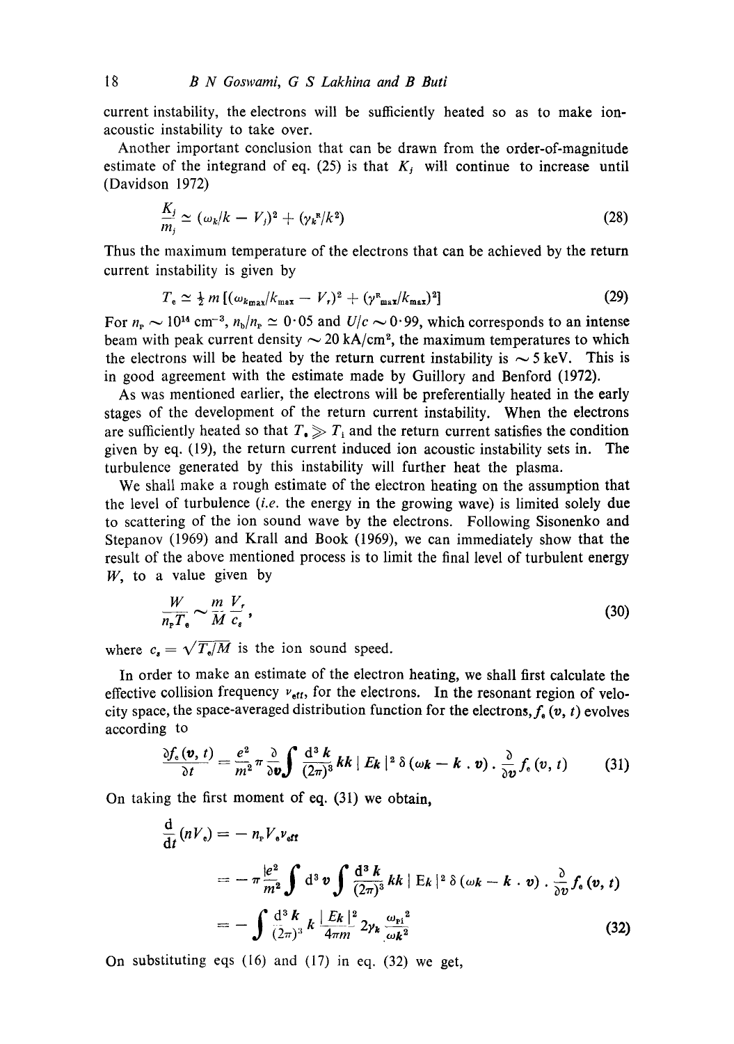current instability, the electrons will be sufficiently heated so as to make ion-acoustic instability to take over.

Another important conclusion that can be drawn from the order-of-magnitude estimate of the integrand of eq. (25) is that $K_j$ will continue to increase until (Davidson 1972)

$$\frac{K_j}{m_j} \simeq (\omega_k/k - V_j)^2 + (\gamma_k^R/k^2) \tag{28}$$

Thus the maximum temperature of the electrons that can be achieved by the return current instability is given by

$$T_e \simeq \tfrac{1}{2} m \left[(\omega_{k_{\max}}/k_{\max} - V_r)^2 + (\gamma^R_{\max}/k_{\max})^2\right] \tag{29}$$

For $n_p \sim 10^{14}$ cm$^{-3}$, $n_b/n_p \simeq 0 \cdot 05$ and $U/c \sim 0 \cdot 99$, which corresponds to an intense beam with peak current density $\sim 20$ kA/cm$^2$, the maximum temperatures to which the electrons will be heated by the return current instability is $\sim 5$ keV. This is in good agreement with the estimate made by Guillory and Benford (1972).

As was mentioned earlier, the electrons will be preferentially heated in the early stages of the development of the return current instability. When the electrons are sufficiently heated so that $T_e \gg T_i$ and the return current satisfies the condition given by eq. (19), the return current induced ion acoustic instability sets in. The turbulence generated by this instability will further heat the plasma.

We shall make a rough estimate of the electron heating on the assumption that the level of turbulence (*i.e.* the energy in the growing wave) is limited solely due to scattering of the ion sound wave by the electrons. Following Sisonenko and Stepanov (1969) and Krall and Book (1969), we can immediately show that the result of the above mentioned process is to limit the final level of turbulent energy $W$, to a value given by

$$\frac{W}{n_p T_e} \sim \frac{m}{M} \frac{V_r}{c_s}, \tag{30}$$

where $c_s = \sqrt{T_e/M}$ is the ion sound speed.

In order to make an estimate of the electron heating, we shall first calculate the effective collision frequency $\nu_{eff}$, for the electrons. In the resonant region of velocity space, the space-averaged distribution function for the electrons, $f_e(v, t)$ evolves according to

$$\frac{\partial f_e(\boldsymbol{v}, t)}{\partial t} = \frac{e^2}{m^2} \pi \frac{\partial}{\partial \boldsymbol{v}} \int \frac{d^3 k}{(2\pi)^3} \boldsymbol{k}\boldsymbol{k} \, |E_k|^2 \, \delta(\omega_k - \boldsymbol{k} \cdot \boldsymbol{v}) \cdot \frac{\partial}{\partial \boldsymbol{v}} f_e(\boldsymbol{v}, t) \tag{31}$$

On taking the first moment of eq. (31) we obtain,

$$\begin{aligned}
\frac{d}{dt}(nV_e) &= - n_p V_e \nu_{eff} \\
&= - \pi \frac{|e^2|}{m^2} \int d^3 \boldsymbol{v} \int \frac{d^3 k}{(2\pi)^3} \boldsymbol{k}\boldsymbol{k} \, |E_k|^2 \, \delta(\omega_k - \boldsymbol{k} \cdot \boldsymbol{v}) \cdot \frac{\partial}{\partial \boldsymbol{v}} f_e(\boldsymbol{v}, t) \\
&= - \int \frac{d^3 k}{(2\pi)^3} \, \boldsymbol{k} \, \frac{|E_k|^2}{4\pi m} \, 2\gamma_k \, \frac{\omega_{pi}^2}{\omega_k^2}
\end{aligned} \tag{32}$$

On substituting eqs (16) and (17) in eq. (32) we get,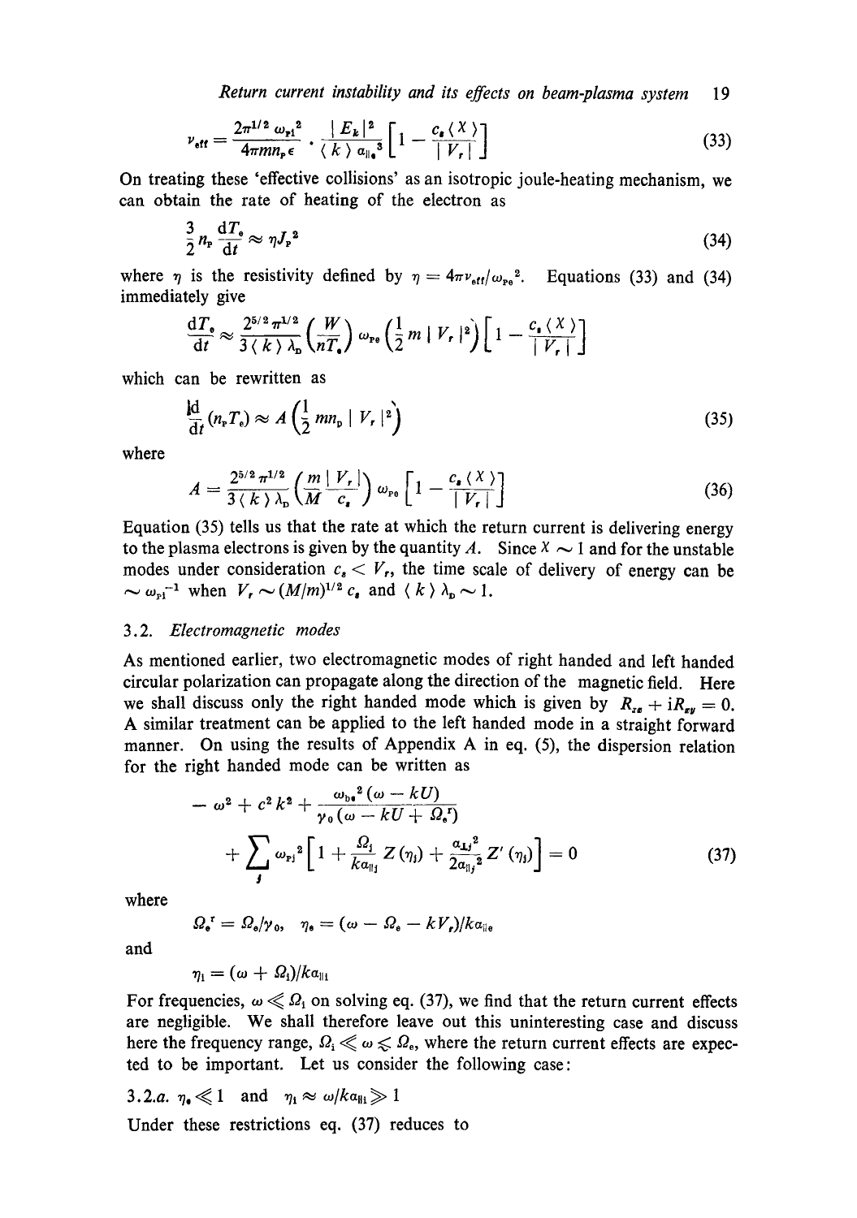$$\nu_{\text{eff}} = \frac{2\pi^{1/2}\,\omega_{\text{pi}}^2}{4\pi m n_{\text{p}}\epsilon} \cdot \frac{|E_k|^2}{\langle k \rangle\, a_{\|e}^3}\left[1 - \frac{c_s \langle X \rangle}{|V_r|}\right] \tag{33}$$

On treating these 'effective collisions' as an isotropic joule-heating mechanism, we can obtain the rate of heating of the electron as

$$\frac{3}{2} n_{\text{p}} \frac{dT_e}{dt} \approx \eta J_{\text{p}}^2 \tag{34}$$

where $\eta$ is the resistivity defined by $\eta = 4\pi\nu_{\text{eff}}/\omega_{\text{pe}}^2$. Equations (33) and (34) immediately give

$$\frac{dT_e}{dt} \approx \frac{2^{5/2}\pi^{1/2}}{3\langle k \rangle \lambda_{\text{D}}}\left(\frac{W}{nT_e}\right)\omega_{\text{pe}}\left(\frac{1}{2} m |V_r|^2\right)\left[1 - \frac{c_s \langle X \rangle}{|V_r|}\right]$$

which can be rewritten as

$$\frac{d}{dt}(n_{\text{p}}T_e) \approx A\left(\frac{1}{2} m n_{\text{p}} |V_r|^2\right) \tag{35}$$

where

$$A = \frac{2^{5/2}\pi^{1/2}}{3\langle k \rangle \lambda_{\text{D}}}\left(\frac{m}{M}\frac{|V_r|}{c_s}\right)\omega_{\text{pe}}\left[1 - \frac{c_s \langle X \rangle}{|V_r|}\right] \tag{36}$$

Equation (35) tells us that the rate at which the return current is delivering energy to the plasma electrons is given by the quantity $A$. Since $X \sim 1$ and for the unstable modes under consideration $c_s < V_r$, the time scale of delivery of energy can be $\sim \omega_{\text{pi}}^{-1}$ when $V_r \sim (M/m)^{1/2} c_s$ and $\langle k \rangle \lambda_{\text{D}} \sim 1$.

### 3.2. *Electromagnetic modes*

As mentioned earlier, two electromagnetic modes of right handed and left handed circular polarization can propagate along the direction of the magnetic field. Here we shall discuss only the right handed mode which is given by $R_{xx} + iR_{xy} = 0$. A similar treatment can be applied to the left handed mode in a straight forward manner. On using the results of Appendix A in eq. (5), the dispersion relation for the right handed mode can be written as

$$-\omega^2 + c^2 k^2 + \frac{\omega_{\text{be}}^2(\omega - kU)}{\gamma_0(\omega - kU + \Omega_e^r)} + \sum_j \omega_{\text{pj}}^2\left[1 + \frac{\Omega_j}{ka_{\|j}} Z(\eta_j) + \frac{a_{\perp j}^2}{2a_{\|j}^2} Z'(\eta_j)\right] = 0 \tag{37}$$

where

$$\Omega_e^r = \Omega_e/\gamma_0, \quad \eta_e = (\omega - \Omega_e - kV_r)/ka_{\|e}$$

and

$$\eta_i = (\omega + \Omega_i)/ka_{\|i}$$

For frequencies, $\omega \ll \Omega_i$ on solving eq. (37), we find that the return current effects are negligible. We shall therefore leave out this uninteresting case and discuss here the frequency range, $\Omega_i \ll \omega \lessapprox \Omega_e$, where the return current effects are expected to be important. Let us consider the following case:

#### 3.2.a. $\eta_e \ll 1$ and $\eta_i \approx \omega/ka_{\|i} \gg 1$

Under these restrictions eq. (37) reduces to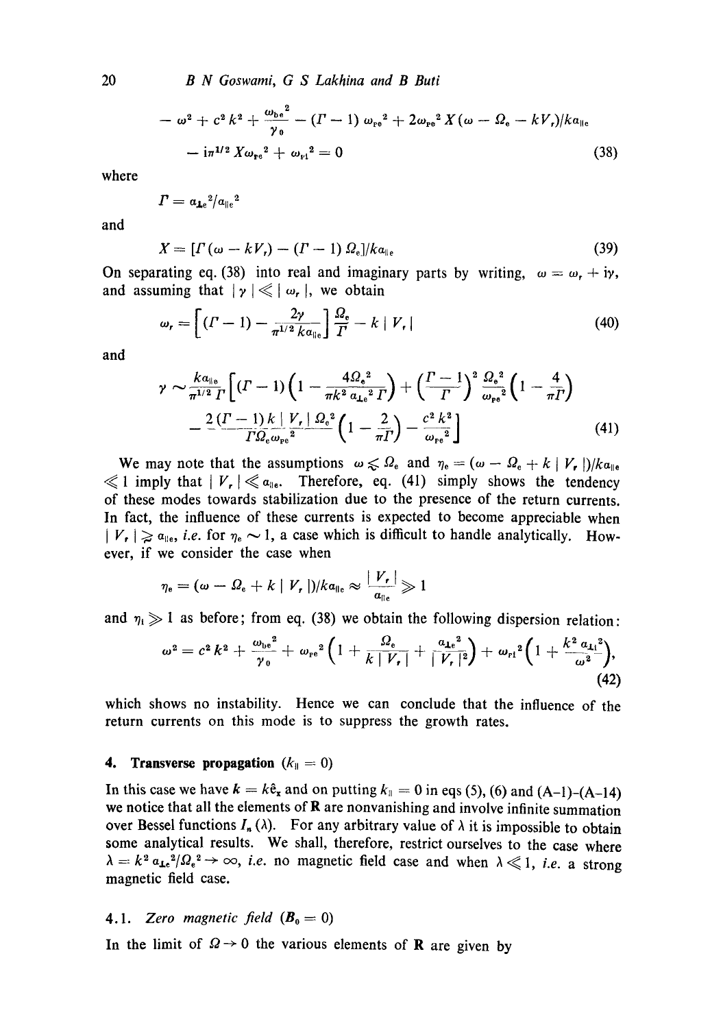$$- \omega^2 + c^2 k^2 + \frac{\omega_{be}^2}{\gamma_0} - (\Gamma - 1)\, \omega_{pe}^2 + 2\omega_{pe}^2 X (\omega - \Omega_e - kV_r)/k a_{\parallel e}$$

$$- i\pi^{1/2} X \omega_{pe}^2 + \omega_{pi}^2 = 0 \tag{38}$$

where

$$\Gamma = a_{\perp e}^2 / a_{\parallel e}^2$$

and

$$X = [\Gamma(\omega - kV_r) - (\Gamma - 1)\,\Omega_e]/k a_{\parallel e} \tag{39}$$

On separating eq. (38) into real and imaginary parts by writing, $\omega = \omega_r + i\gamma$, and assuming that $|\gamma| \ll |\omega_r|$, we obtain

$$\omega_r = \left[(\Gamma - 1) - \frac{2\gamma}{\pi^{1/2} k a_{\parallel e}}\right] \frac{\Omega_e}{\Gamma} - k\,|V_r| \tag{40}$$

and

$$\gamma \sim \frac{k a_{\parallel e}}{\pi^{1/2}\Gamma}\left[(\Gamma - 1)\left(1 - \frac{4\Omega_e^2}{\pi k^2 a_{\perp e}^2 \Gamma}\right) + \left(\frac{\Gamma - 1}{\Gamma}\right)^2 \frac{\Omega_e^2}{\omega_{pe}^2}\left(1 - \frac{4}{\pi\Gamma}\right)\right.$$

$$\left. - \frac{2(\Gamma - 1) k\,|V_r|\,\Omega_e^2}{\Gamma \Omega_e \omega_{pe}^2}\left(1 - \frac{2}{\pi\Gamma}\right) - \frac{c^2 k^2}{\omega_{pe}^2}\right] \tag{41}$$

We may note that the assumptions $\omega \lesssim \Omega_e$ and $\eta_e = (\omega - \Omega_e + k\,|V_r|)/k a_{\parallel e} \ll 1$ imply that $|V_r| \ll a_{\parallel e}$. Therefore, eq. (41) simply shows the tendency of these modes towards stabilization due to the presence of the return currents. In fact, the influence of these currents is expected to become appreciable when $|V_r| \gtrsim a_{\parallel e}$, *i.e.* for $\eta_e \sim 1$, a case which is difficult to handle analytically. However, if we consider the case when

$$\eta_e = (\omega - \Omega_e + k\,|V_r|)/k a_{\parallel e} \approx \frac{|V_r|}{a_{\parallel e}} \gg 1$$

and $\eta_i \gg 1$ as before; from eq. (38) we obtain the following dispersion relation:

$$\omega^2 = c^2 k^2 + \frac{\omega_{be}^2}{\gamma_0} + \omega_{pe}^2\left(1 + \frac{\Omega_e}{k\,|V_r|} + \frac{a_{\perp e}^2}{|V_r|^2}\right) + \omega_{pi}^2\left(1 + \frac{k^2 a_{\perp i}^2}{\omega^2}\right), \tag{42}$$

which shows no instability. Hence we can conclude that the influence of the return currents on this mode is to suppress the growth rates.

## 4. Transverse propagation ($k_{\parallel} = 0$)

In this case we have $\boldsymbol{k} = k\hat{\boldsymbol{e}}_x$ and on putting $k_{\parallel} = 0$ in eqs (5), (6) and (A-1)–(A-14) we notice that all the elements of $\mathbf{R}$ are nonvanishing and involve infinite summation over Bessel functions $I_n(\lambda)$. For any arbitrary value of $\lambda$ it is impossible to obtain some analytical results. We shall, therefore, restrict ourselves to the case where $\lambda = k^2 a_{\perp e}^2/\Omega_e^2 \to \infty$, *i.e.* no magnetic field case and when $\lambda \ll 1$, *i.e.* a strong magnetic field case.

### 4.1. *Zero magnetic field* ($\boldsymbol{B}_0 = 0$)

In the limit of $\Omega \to 0$ the various elements of $\mathbf{R}$ are given by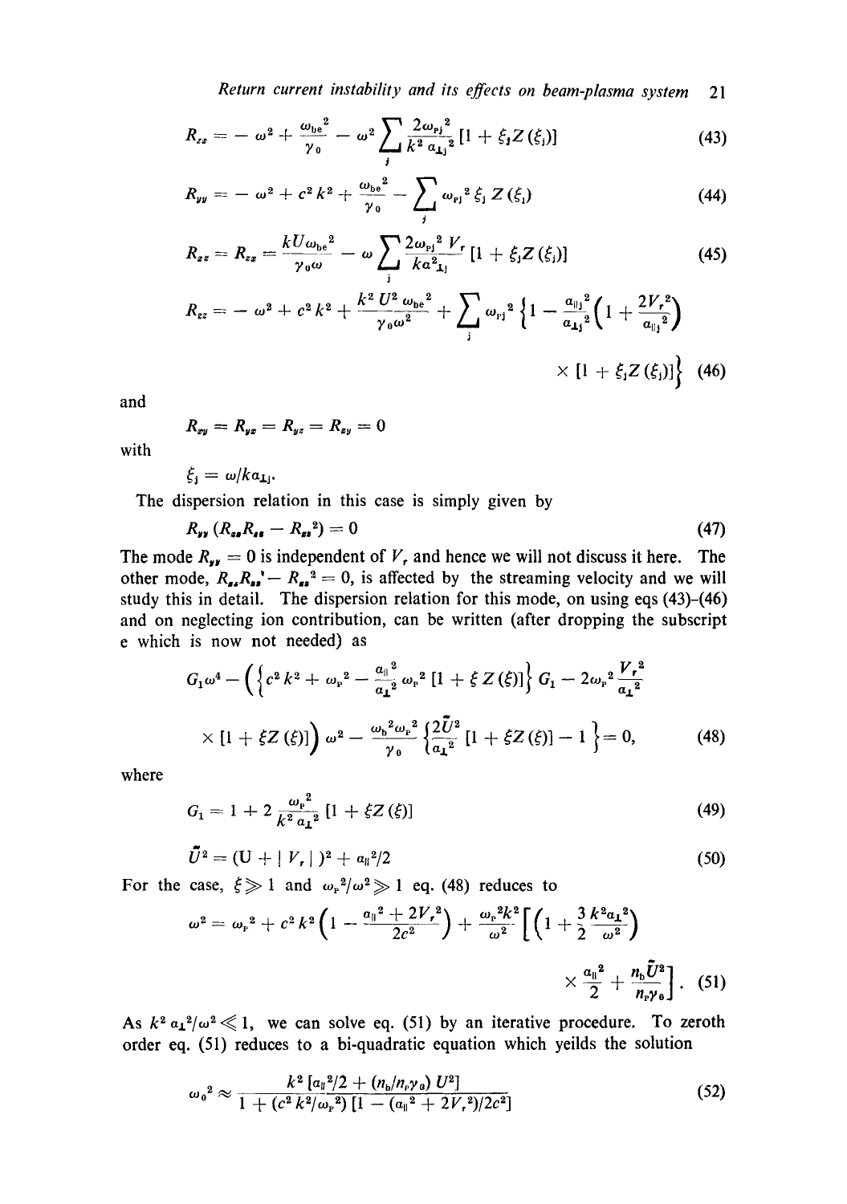$$R_{xx} = -\omega^2 + \frac{\omega_{be}^2}{\gamma_0} - \omega^2 \sum_j \frac{2\omega_{Pj}^2}{k^2 a_{\perp j}^2} [1 + \xi_j Z(\xi_j)] \tag{43}$$

$$R_{yy} = -\omega^2 + c^2 k^2 + \frac{\omega_{be}^2}{\gamma_0} - \sum_j \omega_{Pj}^2 \xi_j Z(\xi_j) \tag{44}$$

$$R_{xz} = R_{zx} = \frac{kU\omega_{be}^2}{\gamma_0 \omega} - \omega \sum_j \frac{2\omega_{Pj}^2 V_r}{k a_{\perp j}^2} [1 + \xi_j Z(\xi_j)] \tag{45}$$

$$R_{zz} = -\omega^2 + c^2 k^2 + \frac{k^2 U^2 \omega_{be}^2}{\gamma_0 \omega^2} + \sum_j \omega_{Pj}^2 \left\{ 1 - \frac{a_{\parallel j}^2}{a_{\perp j}^2} \left( 1 + \frac{2V_r^2}{a_{\parallel j}^2} \right) \times [1 + \xi_j Z(\xi_j)] \right\} \tag{46}$$

and

$$R_{xy} = R_{yx} = R_{yz} = R_{zy} = 0$$

with

$$\xi_j = \omega / k a_{\perp j}.$$

The dispersion relation in this case is simply given by

$$R_{yy} (R_{xx} R_{zz} - R_{xz}^2) = 0 \tag{47}$$

The mode $R_{yy} = 0$ is independent of $V_r$ and hence we will not discuss it here. The other mode, $R_{xx} R_{zz}' - R_{xz}^2 = 0$, is affected by the streaming velocity and we will study this in detail. The dispersion relation for this mode, on using eqs (43)-(46) and on neglecting ion contribution, can be written (after dropping the subscript e which is now not needed) as

$$G_1 \omega^4 - \left( \left\{ c^2 k^2 + \omega_P^2 - \frac{a_\parallel^2}{a_\perp^2} \omega_P^2 [1 + \xi Z(\xi)] \right\} G_1 - 2\omega_P^2 \frac{V_r^2}{a_\perp^2} \times [1 + \xi Z(\xi)] \right) \omega^2 - \frac{\omega_b^2 \omega_P^2}{\gamma_0} \left\{ \frac{2\tilde{U}^2}{a_\perp^2} [1 + \xi Z(\xi)] - 1 \right\} = 0, \tag{48}$$

where

$$G_1 = 1 + 2 \frac{\omega_P^2}{k^2 a_\perp^2} [1 + \xi Z(\xi)] \tag{49}$$

$$\tilde{U}^2 = (U + |V_r|)^2 + a_\parallel^2/2 \tag{50}$$

For the case, $\xi \gg 1$ and $\omega_P^2/\omega^2 \gg 1$ eq. (48) reduces to

$$\omega^2 = \omega_P^2 + c^2 k^2 \left( 1 - \frac{a_\parallel^2 + 2V_r^2}{2c^2} \right) + \frac{\omega_P^2 k^2}{\omega^2} \left[ \left( 1 + \frac{3}{2} \frac{k^2 a_\perp^2}{\omega^2} \right) \times \frac{a_\parallel^2}{2} + \frac{n_b \tilde{U}^2}{n_P \gamma_0} \right]. \tag{51}$$

As $k^2 a_\perp^2/\omega^2 \ll 1$, we can solve eq. (51) by an iterative procedure. To zeroth order eq. (51) reduces to a bi-quadratic equation which yeilds the solution

$$\omega_0^2 \approx \frac{k^2 [a_\parallel^2/2 + (n_b/n_P \gamma_0) U^2]}{1 + (c^2 k^2/\omega_P^2) [1 - (a_\parallel^2 + 2V_r^2)/2c^2]} \tag{52}$$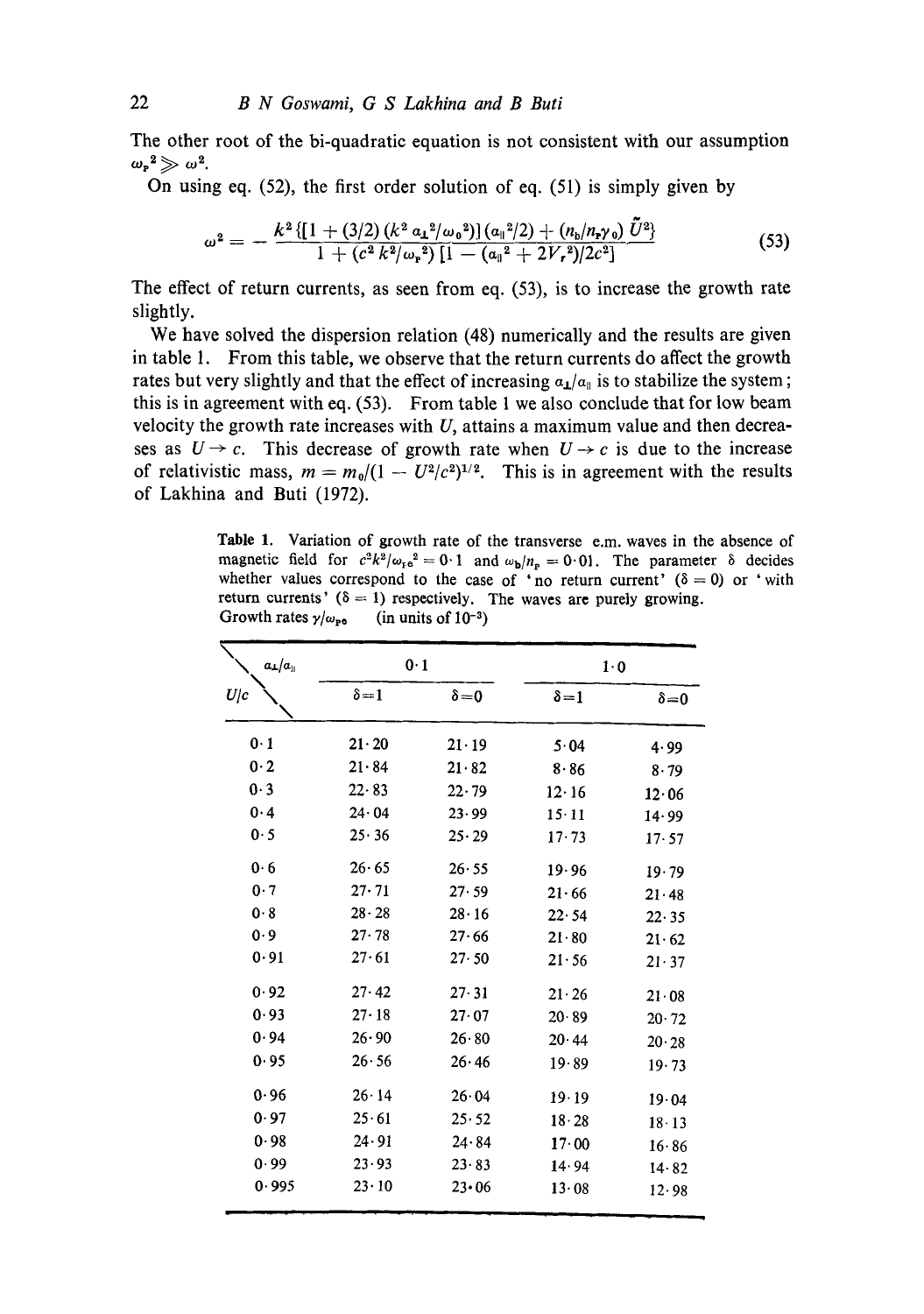The other root of the bi-quadratic equation is not consistent with our assumption $\omega_p^2 \gg \omega^2$.

On using eq. (52), the first order solution of eq. (51) is simply given by

$$\omega^2 = -\frac{k^2\{[1+(3/2)(k^2 a_\perp^2/\omega_0^2)](a_\parallel^2/2)+(n_b/n_p\gamma_0)\tilde{U}^2\}}{1+(c^2k^2/\omega_p^2)[1-(a_\parallel^2+2V_r^2)/2c^2]} \tag{53}$$

The effect of return currents, as seen from eq. (53), is to increase the growth rate slightly.

We have solved the dispersion relation (48) numerically and the results are given in table 1. From this table, we observe that the return currents do affect the growth rates but very slightly and that the effect of increasing $a_\perp/a_\parallel$ is to stabilize the system; this is in agreement with eq. (53). From table 1 we also conclude that for low beam velocity the growth rate increases with $U$, attains a maximum value and then decreases as $U \to c$. This decrease of growth rate when $U \to c$ is due to the increase of relativistic mass, $m = m_0/(1-U^2/c^2)^{1/2}$. This is in agreement with the results of Lakhina and Buti (1972).

**Table 1.** Variation of growth rate of the transverse e.m. waves in the absence of magnetic field for $c^2k^2/\omega_{pe}^2 = 0 \cdot 1$ and $\omega_b/n_p = 0 \cdot 01$. The parameter $\delta$ decides whether values correspond to the case of 'no return current' ($\delta = 0$) or 'with return currents' ($\delta = 1$) respectively. The waves are purely growing.
Growth rates $\gamma/\omega_{pe}$ (in units of $10^{-3}$)

| $U/c$ \ $a_\perp/a_\parallel$ | 0·1 | | 1·0 | |
|---|---|---|---|---|
| | $\delta=1$ | $\delta=0$ | $\delta=1$ | $\delta=0$ |
| 0·1 | 21·20 | 21·19 | 5·04 | 4·99 |
| 0·2 | 21·84 | 21·82 | 8·86 | 8·79 |
| 0·3 | 22·83 | 22·79 | 12·16 | 12·06 |
| 0·4 | 24·04 | 23·99 | 15·11 | 14·99 |
| 0·5 | 25·36 | 25·29 | 17·73 | 17·57 |
| 0·6 | 26·65 | 26·55 | 19·96 | 19·79 |
| 0·7 | 27·71 | 27·59 | 21·66 | 21·48 |
| 0·8 | 28·28 | 28·16 | 22·54 | 22·35 |
| 0·9 | 27·78 | 27·66 | 21·80 | 21·62 |
| 0·91 | 27·61 | 27·50 | 21·56 | 21·37 |
| 0·92 | 27·42 | 27·31 | 21·26 | 21·08 |
| 0·93 | 27·18 | 27·07 | 20·89 | 20·72 |
| 0·94 | 26·90 | 26·80 | 20·44 | 20·28 |
| 0·95 | 26·56 | 26·46 | 19·89 | 19·73 |
| 0·96 | 26·14 | 26·04 | 19·19 | 19·04 |
| 0·97 | 25·61 | 25·52 | 18·28 | 18·13 |
| 0·98 | 24·91 | 24·84 | 17·00 | 16·86 |
| 0·99 | 23·93 | 23·83 | 14·94 | 14·82 |
| 0·995 | 23·10 | 23·06 | 13·08 | 12·98 |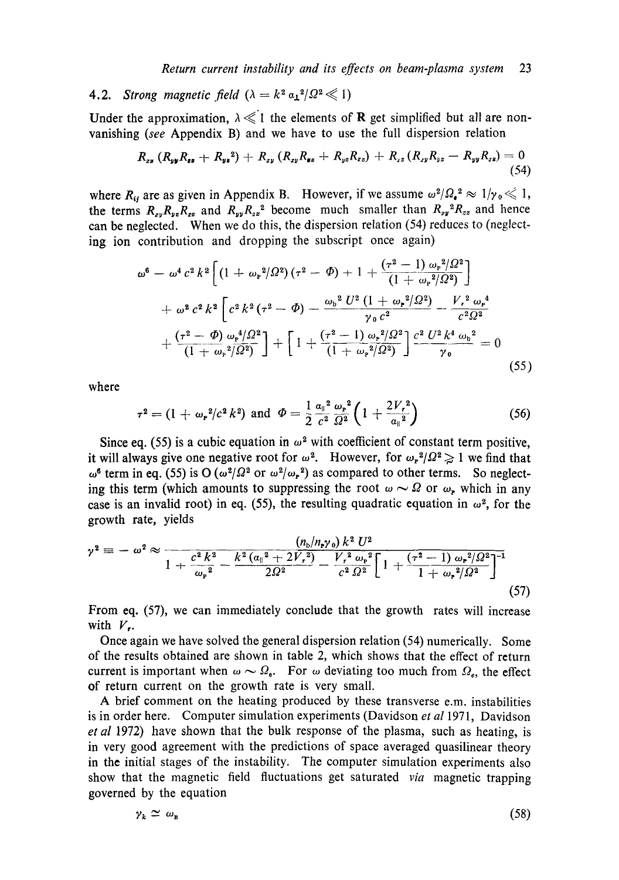## 4.2. *Strong magnetic field* ($\lambda = k^2 \alpha_\perp^2/\Omega^2 \ll 1$)

Under the approximation, $\lambda \ll 1$ the elements of **R** get simplified but all are non-vanishing (*see* Appendix B) and we have to use the full dispersion relation

$$R_{zz}(R_{yy}R_{zz} + R_{yz}^2) + R_{xy}(R_{xy}R_{zz} + R_{yz}R_{xz}) + R_{xz}(R_{xy}R_{yz} - R_{yy}R_{xz}) = 0 \tag{54}$$

where $R_{ij}$ are as given in Appendix B. However, if we assume $\omega^2/\Omega_e^2 \approx 1/\gamma_0 \ll 1$, the terms $R_{xy}R_{yz}R_{xz}$ and $R_{yy}R_{xz}^2$ become much smaller than $R_{xy}^2 R_{zz}$ and hence can be neglected. When we do this, the dispersion relation (54) reduces to (neglecting ion contribution and dropping the subscript once again)

$$\begin{aligned}
\omega^6 &- \omega^4 c^2 k^2 \left[ (1 + \omega_p^2/\Omega^2)(\tau^2 - \Phi) + 1 + \frac{(\tau^2 - 1)\,\omega_p^2/\Omega^2}{(1 + \omega_p^2/\Omega^2)} \right] \\
&+ \omega^2 c^2 k^2 \left[ c^2 k^2 (\tau^2 - \Phi) - \frac{\omega_b^2 U^2 (1 + \omega_r^2/\Omega^2)}{\gamma_0 c^2} - \frac{V_r^2 \omega_p^4}{c^2 \Omega^2} \right. \\
&\left. + \frac{(\tau^2 - \Phi)\,\omega_p^4/\Omega^2}{(1 + \omega_p^2/\Omega^2)} \right] + \left[ 1 + \frac{(\tau^2 - 1)\,\omega_p^2/\Omega^2}{(1 + \omega_p^2/\Omega^2)} \right] \frac{c^2 U^2 k^4 \omega_b^2}{\gamma_0} = 0
\end{aligned} \tag{55}$$

where

$$\tau^2 = (1 + \omega_p^2/c^2 k^2) \text{ and } \Phi = \frac{1}{2} \frac{\alpha_\parallel^2}{c^2} \frac{\omega_p^2}{\Omega^2} \left( 1 + \frac{2V_r^2}{\alpha_\parallel^2} \right) \tag{56}$$

Since eq. (55) is a cubic equation in $\omega^2$ with coefficient of constant term positive, it will always give one negative root for $\omega^2$. However, for $\omega_p^2/\Omega^2 \gtrsim 1$ we find that $\omega^6$ term in eq. (55) is O ($\omega^2/\Omega^2$ or $\omega^2/\omega_p^2$) as compared to other terms. So neglecting this term (which amounts to suppressing the root $\omega \sim \Omega$ or $\omega_p$ which in any case is an invalid root) in eq. (55), the resulting quadratic equation in $\omega^2$, for the growth rate, yields

$$\gamma^2 \equiv -\omega^2 \approx \frac{(n_b/n_p \gamma_0)\, k^2 U^2}{1 + \dfrac{c^2 k^2}{\omega_p^2} - \dfrac{k^2(\alpha_\parallel^2 + 2V_r^2)}{2\Omega^2} - \dfrac{V_r^2 \omega_p^2}{c^2 \Omega^2} \left[ 1 + \dfrac{(\tau^2 - 1)\,\omega_p^2/\Omega^2}{1 + \omega_p^2/\Omega^2} \right]^{-1}} \tag{57}$$

From eq. (57), we can immediately conclude that the growth rates will increase with $V_r$.

Once again we have solved the general dispersion relation (54) numerically. Some of the results obtained are shown in table 2, which shows that the effect of return current is important when $\omega \sim \Omega_e$. For $\omega$ deviating too much from $\Omega_e$, the effect of return current on the growth rate is very small.

A brief comment on the heating produced by these transverse e.m. instabilities is in order here. Computer simulation experiments (Davidson *et al* 1971, Davidson *et al* 1972) have shown that the bulk response of the plasma, such as heating, is in very good agreement with the predictions of space averaged quasilinear theory in the initial stages of the instability. The computer simulation experiments also show that the magnetic field fluctuations get saturated *via* magnetic trapping governed by the equation

$$\gamma_k \simeq \omega_B \tag{58}$$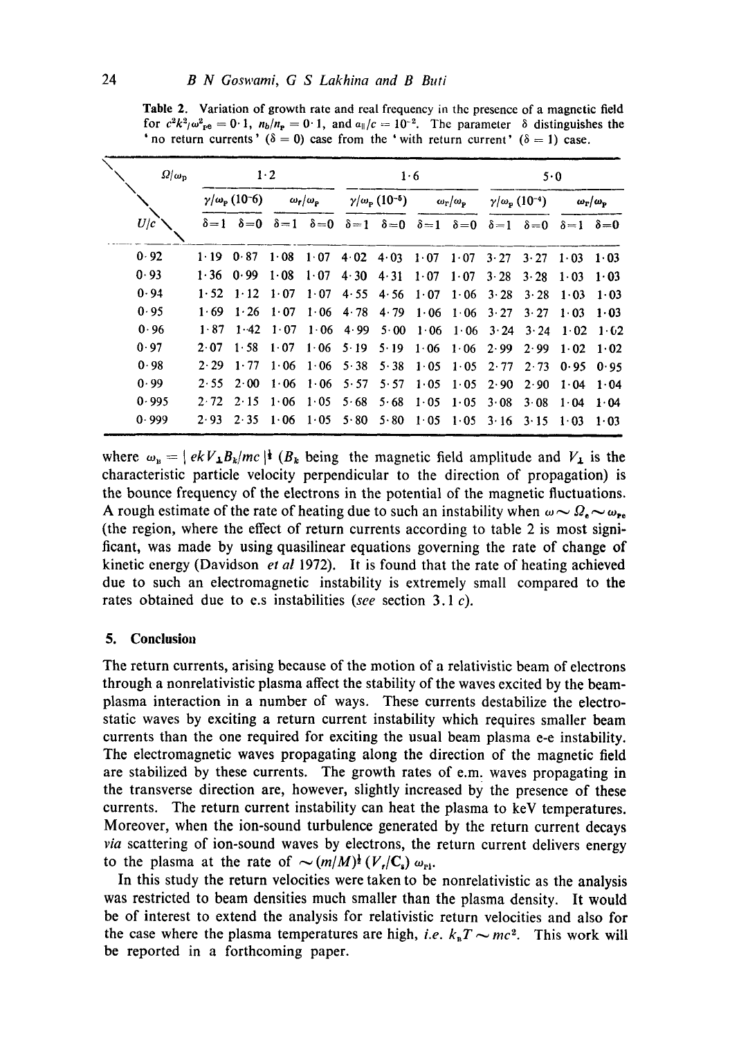**Table 2.** Variation of growth rate and real frequency in the presence of a magnetic field for $c^2k^2/\omega^2_{pe} = 0{\cdot}1$, $n_b/n_p = 0{\cdot}1$, and $a_{\parallel}/c = 10^{-2}$. The parameter $\delta$ distinguishes the 'no return currents' ($\delta = 0$) case from the 'with return current' ($\delta = 1$) case.

| $\Omega/\omega_p$ | 1·2 | | | | 1·6 | | | | 5·0 | | | |
|---|---|---|---|---|---|---|---|---|---|---|---|---|
| | $\gamma/\omega_p$ $(10^{-6})$ | | $\omega_r/\omega_p$ | | $\gamma/\omega_p$ $(10^{-5})$ | | $\omega_r/\omega_p$ | | $\gamma/\omega_p$ $(10^{-4})$ | | $\omega_r/\omega_p$ | |
| $U/c$ | $\delta=1$ | $\delta=0$ | $\delta=1$ | $\delta=0$ | $\delta=1$ | $\delta=0$ | $\delta=1$ | $\delta=0$ | $\delta=1$ | $\delta=0$ | $\delta=1$ | $\delta=0$ |
| 0·92 | 1·19 | 0·87 | 1·08 | 1·07 | 4·02 | 4·03 | 1·07 | 1·07 | 3·27 | 3·27 | 1·03 | 1·03 |
| 0·93 | 1·36 | 0·99 | 1·08 | 1·07 | 4·30 | 4·31 | 1·07 | 1·07 | 3·28 | 3·28 | 1·03 | 1·03 |
| 0·94 | 1·52 | 1·12 | 1·07 | 1·07 | 4·55 | 4·56 | 1·07 | 1·06 | 3·28 | 3·28 | 1·03 | 1·03 |
| 0·95 | 1·69 | 1·26 | 1·07 | 1·06 | 4·78 | 4·79 | 1·06 | 1·06 | 3·27 | 3·27 | 1·03 | 1·03 |
| 0·96 | 1·87 | 1·42 | 1·07 | 1·06 | 4·99 | 5·00 | 1·06 | 1·06 | 3·24 | 3·24 | 1·02 | 1·02 |
| 0·97 | 2·07 | 1·58 | 1·07 | 1·06 | 5·19 | 5·19 | 1·06 | 1·06 | 2·99 | 2·99 | 1·02 | 1·02 |
| 0·98 | 2·29 | 1·77 | 1·06 | 1·06 | 5·38 | 5·38 | 1·05 | 1·05 | 2·77 | 2·73 | 0·95 | 0·95 |
| 0·99 | 2·55 | 2·00 | 1·06 | 1·06 | 5·57 | 5·57 | 1·05 | 1·05 | 2·90 | 2·90 | 1·04 | 1·04 |
| 0·995 | 2·72 | 2·15 | 1·06 | 1·05 | 5·68 | 5·68 | 1·05 | 1·05 | 3·08 | 3·08 | 1·04 | 1·04 |
| 0·999 | 2·93 | 2·35 | 1·06 | 1·05 | 5·80 | 5·80 | 1·05 | 1·05 | 3·16 | 3·15 | 1·03 | 1·03 |

where $\omega_B = | ekV_{\perp}B_k/mc |^{\frac{1}{2}}$ ($B_k$ being the magnetic field amplitude and $V_{\perp}$ is the characteristic particle velocity perpendicular to the direction of propagation) is the bounce frequency of the electrons in the potential of the magnetic fluctuations. A rough estimate of the rate of heating due to such an instability when $\omega \sim \Omega_e \sim \omega_{pe}$ (the region, where the effect of return currents according to table 2 is most significant, was made by using quasilinear equations governing the rate of change of kinetic energy (Davidson *et al* 1972). It is found that the rate of heating achieved due to such an electromagnetic instability is extremely small compared to the rates obtained due to e.s instabilities (*see* section 3.1 *c*).

## 5. Conclusion

The return currents, arising because of the motion of a relativistic beam of electrons through a nonrelativistic plasma affect the stability of the waves excited by the beam-plasma interaction in a number of ways. These currents destabilize the electrostatic waves by exciting a return current instability which requires smaller beam currents than the one required for exciting the usual beam plasma e-e instability. The electromagnetic waves propagating along the direction of the magnetic field are stabilized by these currents. The growth rates of e.m. waves propagating in the transverse direction are, however, slightly increased by the presence of these currents. The return current instability can heat the plasma to keV temperatures. Moreover, when the ion-sound turbulence generated by the return current decays *via* scattering of ion-sound waves by electrons, the return current delivers energy to the plasma at the rate of $\sim (m/M)^{\frac{1}{2}} (V_r/C_s)\, \omega_{pi}$.

In this study the return velocities were taken to be nonrelativistic as the analysis was restricted to beam densities much smaller than the plasma density. It would be of interest to extend the analysis for relativistic return velocities and also for the case where the plasma temperatures are high, *i.e.* $k_B T \sim mc^2$. This work will be reported in a forthcoming paper.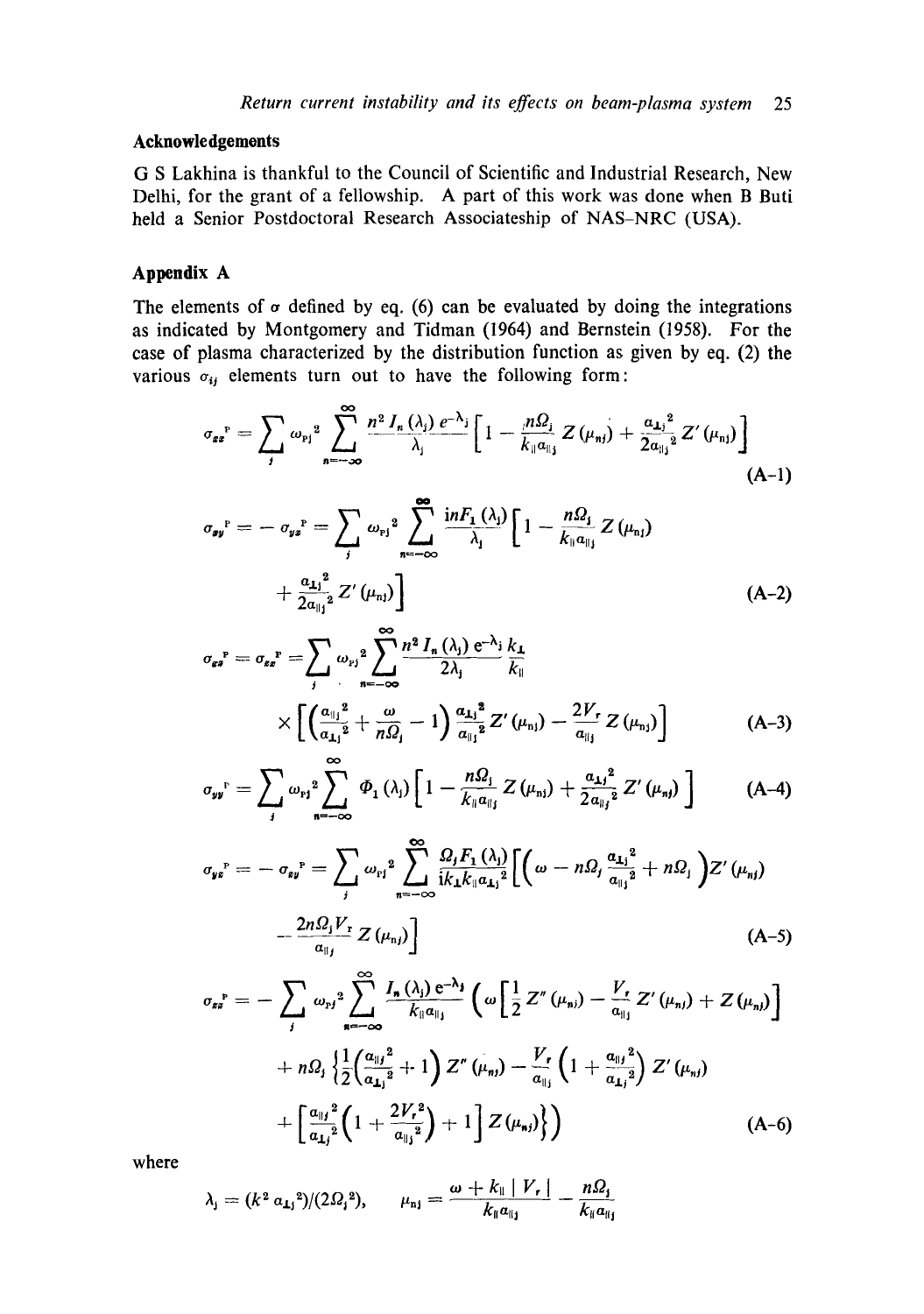## Acknowledgements

G S Lakhina is thankful to the Council of Scientific and Industrial Research, New Delhi, for the grant of a fellowship. A part of this work was done when B Buti held a Senior Postdoctoral Research Associateship of NAS–NRC (USA).

## Appendix A

The elements of $\sigma$ defined by eq. (6) can be evaluated by doing the integrations as indicated by Montgomery and Tidman (1964) and Bernstein (1958). For the case of plasma characterized by the distribution function as given by eq. (2) the various $\sigma_{ij}$ elements turn out to have the following form:

$$\sigma_{xx}^{\mathrm{P}} = \sum_j \omega_{\mathrm{P}j}^2 \sum_{n=-\infty}^{\infty} \frac{n^2 I_n(\lambda_j)\, e^{-\lambda_j}}{\lambda_j} \left[1 - \frac{n\Omega_j}{k_\parallel \alpha_{\parallel j}} Z(\mu_{nj}) + \frac{\alpha_{\perp j}^2}{2\alpha_{\parallel j}^2} Z'(\mu_{nj})\right] \tag{A-1}$$

$$\sigma_{xy}^{\mathrm{P}} = -\sigma_{yx}^{\mathrm{P}} = \sum_j \omega_{\mathrm{P}j}^2 \sum_{n=-\infty}^{\infty} \frac{inF_1(\lambda_j)}{\lambda_j} \left[1 - \frac{n\Omega_j}{k_\parallel \alpha_{\parallel j}} Z(\mu_{nj}) + \frac{\alpha_{\perp j}^2}{2\alpha_{\parallel j}^2} Z'(\mu_{nj})\right] \tag{A-2}$$

$$\sigma_{xz}^{\mathrm{P}} = \sigma_{zx}^{\mathrm{P}} = \sum_j \omega_{\mathrm{P}j}^2 \sum_{n=-\infty}^{\infty} \frac{n^2 I_n(\lambda_j)\, e^{-\lambda_j}}{2\lambda_j} \frac{k_\perp}{k_\parallel} \times \left[\left(\frac{\alpha_{\parallel j}^2}{\alpha_{\perp j}^2} + \frac{\omega}{n\Omega_j} - 1\right) \frac{\alpha_{\perp j}^2}{\alpha_{\parallel j}^2} Z'(\mu_{nj}) - \frac{2V_r}{\alpha_{\parallel j}} Z(\mu_{nj})\right] \tag{A-3}$$

$$\sigma_{yy}^{\mathrm{P}} = \sum_j \omega_{\mathrm{P}j}^2 \sum_{n=-\infty}^{\infty} \Phi_1(\lambda_j) \left[1 - \frac{n\Omega_j}{k_\parallel \alpha_{\parallel j}} Z(\mu_{nj}) + \frac{\alpha_{\perp j}^2}{2\alpha_{\parallel j}^2} Z'(\mu_{nj})\right] \tag{A-4}$$

$$\sigma_{yz}^{\mathrm{P}} = -\sigma_{zy}^{\mathrm{P}} = \sum_j \omega_{\mathrm{P}j}^2 \sum_{n=-\infty}^{\infty} \frac{\Omega_j F_1(\lambda_j)}{ik_\perp k_\parallel \alpha_{\perp j}^2} \left[\left(\omega - n\Omega_j \frac{\alpha_{\perp j}^2}{\alpha_{\parallel j}^2} + n\Omega_j\right) Z'(\mu_{nj}) - \frac{2n\Omega_j V_r}{\alpha_{\parallel j}} Z(\mu_{nj})\right] \tag{A-5}$$

$$\begin{aligned}
\sigma_{zz}^{\mathrm{P}} = -\sum_j \omega_{\mathrm{P}j}^2 \sum_{n=-\infty}^{\infty} \frac{I_n(\lambda_j)\, e^{-\lambda_j}}{k_\parallel \alpha_{\parallel j}} \Bigg(& \omega \left[\frac{1}{2} Z''(\mu_{nj}) - \frac{V_r}{\alpha_{\parallel j}} Z'(\mu_{nj}) + Z(\mu_{nj})\right] \\
& + n\Omega_j \left\{\frac{1}{2}\left(\frac{\alpha_{\parallel j}^2}{\alpha_{\perp j}^2} + 1\right) Z''(\mu_{nj}) - \frac{V_r}{\alpha_{\parallel j}}\left(1 + \frac{\alpha_{\parallel j}^2}{\alpha_{\perp j}^2}\right) Z'(\mu_{nj}) \right. \\
& \left. + \left[\frac{\alpha_{\parallel j}^2}{\alpha_{\perp j}^2}\left(1 + \frac{2V_r^2}{\alpha_{\parallel j}^2}\right) + 1\right] Z(\mu_{nj})\right\}\Bigg)
\end{aligned} \tag{A-6}$$

where

$$\lambda_j = (k^2 \alpha_{\perp j}^2)/(2\Omega_j^2), \qquad \mu_{nj} = \frac{\omega + k_\parallel |V_r|}{k_\parallel \alpha_{\parallel j}} - \frac{n\Omega_j}{k_\parallel \alpha_{\parallel j}}$$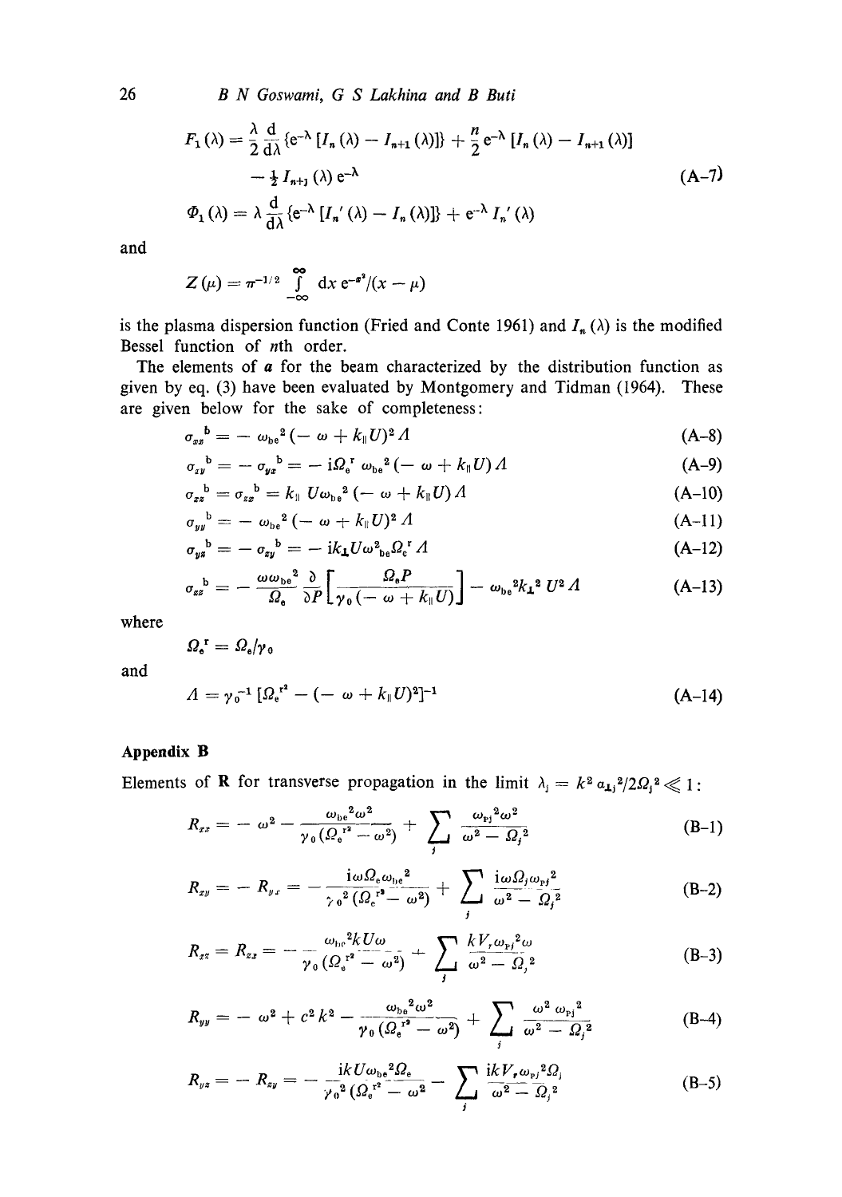$$F_1(\lambda) = \frac{\lambda}{2}\frac{d}{d\lambda}\{e^{-\lambda}[I_n(\lambda) - I_{n+1}(\lambda)]\} + \frac{n}{2}e^{-\lambda}[I_n(\lambda) - I_{n+1}(\lambda)] - \tfrac{1}{2}I_{n+1}(\lambda)e^{-\lambda} \tag{A-7}$$

$$\Phi_1(\lambda) = \lambda\frac{d}{d\lambda}\{e^{-\lambda}[I_n'(\lambda) - I_n(\lambda)]\} + e^{-\lambda}I_n'(\lambda)$$

and

$$Z(\mu) = \pi^{-1/2}\int_{-\infty}^{\infty} dx\, e^{-x^2}/(x-\mu)$$

is the plasma dispersion function (Fried and Conte 1961) and $I_n(\lambda)$ is the modified Bessel function of $n$th order.

The elements of $\sigma$ for the beam characterized by the distribution function as given by eq. (3) have been evaluated by Montgomery and Tidman (1964). These are given below for the sake of completeness:

$$\sigma_{xx}^{\ b} = -\omega_{be}^{\ 2}(-\omega + k_{\parallel}U)^2 A \tag{A-8}$$

$$\sigma_{xy}^{\ b} = -\sigma_{yx}^{\ b} = -i\Omega_e^{\ r}\omega_{be}^{\ 2}(-\omega + k_{\parallel}U)A \tag{A-9}$$

$$\sigma_{xz}^{\ b} = \sigma_{zx}^{\ b} = k_{\parallel}U\omega_{be}^{\ 2}(-\omega + k_{\parallel}U)A \tag{A-10}$$

$$\sigma_{yy}^{\ b} = -\omega_{be}^{\ 2}(-\omega + k_{\parallel}U)^2 A \tag{A-11}$$

$$\sigma_{yz}^{\ b} = -\sigma_{zy}^{\ b} = -ik_{\perp}U\omega_{be}^2\Omega_e^{\ r}A \tag{A-12}$$

$$\sigma_{zz}^{\ b} = -\frac{\omega\omega_{be}^{\ 2}}{\Omega_e}\frac{\partial}{\partial P}\left[\frac{\Omega_e P}{\gamma_0(-\omega + k_{\parallel}U)}\right] - \omega_{be}^{\ 2}k_{\perp}^{\ 2}U^2 A \tag{A-13}$$

where

$$\Omega_e^{\ r} = \Omega_e/\gamma_0$$

and

$$A = \gamma_0^{-1}[\Omega_e^{\ r^2} - (-\omega + k_{\parallel}U)^2]^{-1} \tag{A-14}$$

### Appendix B

Elements of $\mathbf{R}$ for transverse propagation in the limit $\lambda_j = k^2 a_{\perp j}^{\ 2}/2\Omega_j^{\ 2} \ll 1$:

$$R_{xx} = -\omega^2 - \frac{\omega_{be}^{\ 2}\omega^2}{\gamma_0(\Omega_e^{\ r^2} - \omega^2)} + \sum_j \frac{\omega_{Pj}^{\ 2}\omega^2}{\omega^2 - \Omega_j^{\ 2}} \tag{B-1}$$

$$R_{xy} = -R_{yx} = -\frac{i\omega\Omega_e\omega_{be}^{\ 2}}{\gamma_0^{\ 2}(\Omega_e^{\ r^2} - \omega^2)} + \sum_j \frac{i\omega\Omega_j\omega_{Pj}^{\ 2}}{\omega^2 - \Omega_j^{\ 2}} \tag{B-2}$$

$$R_{xz} = R_{zx} = -\frac{\omega_{be}^{\ 2}kU\omega}{\gamma_0(\Omega_e^{\ r^2} - \omega^2)} + \sum_j \frac{kV_r\omega_{Pj}^{\ 2}\omega}{\omega^2 - \Omega_j^{\ 2}} \tag{B-3}$$

$$R_{yy} = -\omega^2 + c^2k^2 - \frac{\omega_{be}^{\ 2}\omega^2}{\gamma_0(\Omega_e^{\ r^2} - \omega^2)} + \sum_j \frac{\omega^2\omega_{Pj}^{\ 2}}{\omega^2 - \Omega_j^{\ 2}} \tag{B-4}$$

$$R_{yz} = -R_{zy} = -\frac{ikU\omega_{be}^{\ 2}\Omega_e}{\gamma_0^{\ 2}(\Omega_e^{\ r^2} - \omega^2} - \sum_j \frac{ikV_r\omega_{Pj}^{\ 2}\Omega_j}{\omega^2 - \Omega_j^{\ 2}} \tag{B-5}$$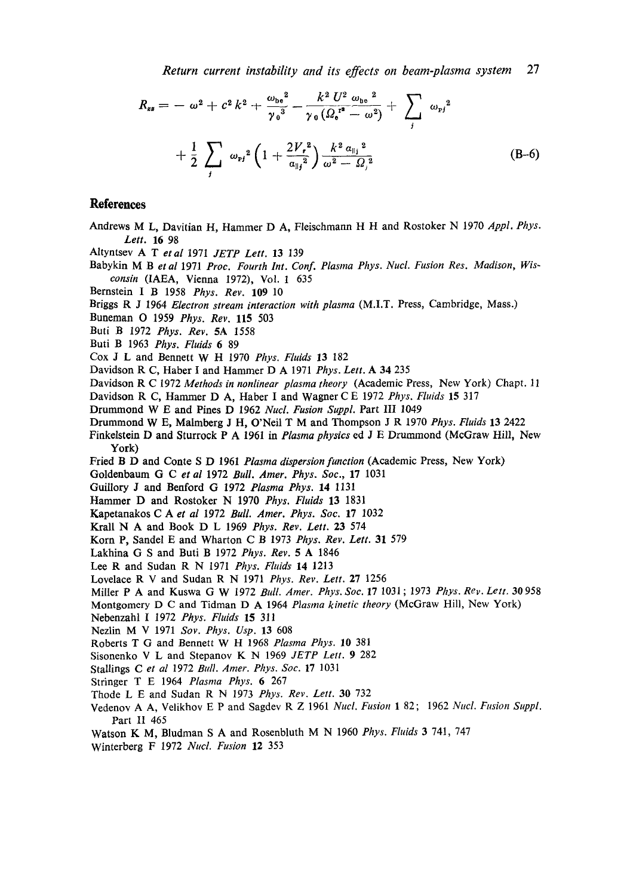$$R_{zz} = -\omega^2 + c^2 k^2 + \frac{\omega_{be}^2}{\gamma_0^3} - \frac{k^2 U^2 \omega_{be}^2}{\gamma_0 (\Omega_e^{r2} - \omega^2)} + \sum_j \omega_{Pj}^2$$

$$+ \frac{1}{2} \sum_j \omega_{Pj}^2 \left(1 + \frac{2V_r^2}{a_{\|j}^2}\right) \frac{k^2 a_{\|j}^2}{\omega^2 - \Omega_j^2} \tag{B-6}$$

## References

Andrews M L, Davitian H, Hammer D A, Fleischmann H H and Rostoker N 1970 *Appl. Phys. Lett.* **16** 98

Altyntsev A T *et al* 1971 *JETP Lett.* **13** 139

Babykin M B *et al* 1971 *Proc. Fourth Int. Conf. Plasma Phys. Nucl. Fusion Res. Madison, Wisconsin* (IAEA, Vienna 1972), Vol. 1 635

Bernstein I B 1958 *Phys. Rev.* **109** 10

Briggs R J 1964 *Electron stream interaction with plasma* (M.I.T. Press, Cambridge, Mass.)

Buneman O 1959 *Phys. Rev.* **115** 503

Buti B 1972 *Phys. Rev.* **5A** 1558

Buti B 1963 *Phys. Fluids* **6** 89

Cox J L and Bennett W H 1970 *Phys. Fluids* **13** 182

Davidson R C, Haber I and Hammer D A 1971 *Phys. Lett.* **A 34** 235

Davidson R C 1972 *Methods in nonlinear plasma theory* (Academic Press, New York) Chapt. 11

Davidson R C, Hammer D A, Haber I and Wagner C E 1972 *Phys. Fluids* **15** 317

Drummond W E and Pines D 1962 *Nucl. Fusion Suppl.* Part III 1049

Drummond W E, Malmberg J H, O'Neil T M and Thompson J R 1970 *Phys. Fluids* **13** 2422

Finkelstein D and Sturrock P A 1961 in *Plasma physics* ed J E Drummond (McGraw Hill, New York)

Fried B D and Conte S D 1961 *Plasma dispersion function* (Academic Press, New York)

Goldenbaum G C *et al* 1972 *Bull. Amer. Phys. Soc.*, **17** 1031

Guillory J and Benford G 1972 *Plasma Phys.* **14** 1131

Hammer D and Rostoker N 1970 *Phys. Fluids* **13** 1831

Kapetanakos C A *et al* 1972 *Bull. Amer. Phys. Soc.* **17** 1032

Krall N A and Book D L 1969 *Phys. Rev. Lett.* **23** 574

Korn P, Sandel E and Wharton C B 1973 *Phys. Rev. Lett.* **31** 579

Lakhina G S and Buti B 1972 *Phys. Rev.* **5 A** 1846

Lee R and Sudan R N 1971 *Phys. Fluids* **14** 1213

Lovelace R V and Sudan R N 1971 *Phys. Rev. Lett.* **27** 1256

Miller P A and Kuswa G W 1972 *Bull. Amer. Phys. Soc.* **17** 1031; 1973 *Phys. Rev. Lett.* **30** 958

Montgomery D C and Tidman D A 1964 *Plasma kinetic theory* (McGraw Hill, New York)

Nebenzahl I 1972 *Phys. Fluids* **15** 311

Nezlin M V 1971 *Sov. Phys. Usp.* **13** 608

Roberts T G and Bennett W H 1968 *Plasma Phys.* **10** 381

Sisonenko V L and Stepanov K N 1969 *JETP Lett.* **9** 282

Stallings C *et al* 1972 *Bull. Amer. Phys. Soc.* **17** 1031

Stringer T E 1964 *Plasma Phys.* **6** 267

Thode L E and Sudan R N 1973 *Phys. Rev. Lett.* **30** 732

Vedenov A A, Velikhov E P and Sagdev R Z 1961 *Nucl. Fusion* **1** 82; 1962 *Nucl. Fusion Suppl.* Part II 465

Watson K M, Bludman S A and Rosenbluth M N 1960 *Phys. Fluids* **3** 741, 747

Winterberg F 1972 *Nucl. Fusion* **12** 353